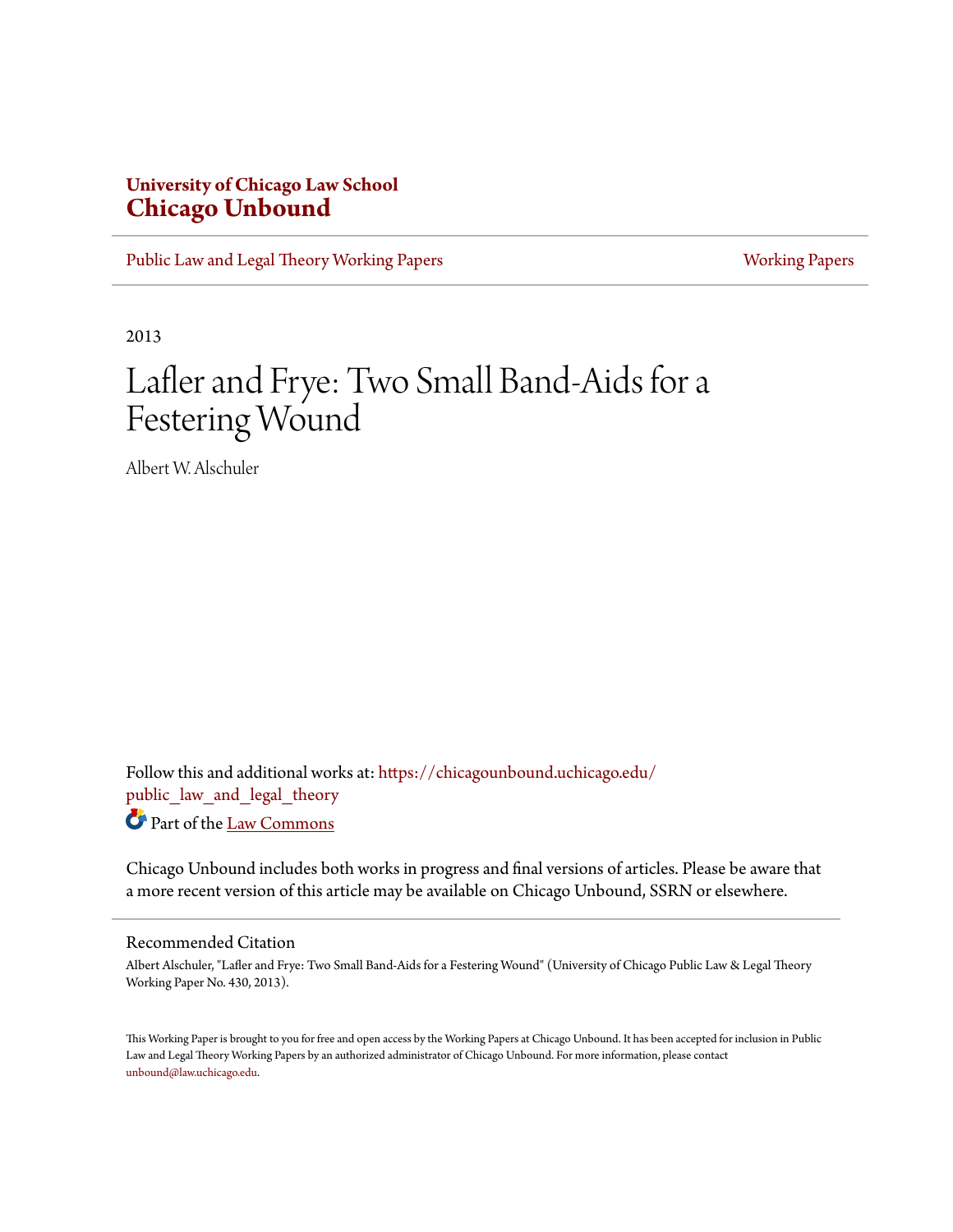**University of Chicago Law School**
**Chicago Unbound**

Public Law and Legal Theory Working Papers | Working Papers

2013

# Lafler and Frye: Two Small Band-Aids for a Festering Wound

Albert W. Alschuler

Follow this and additional works at: https://chicagounbound.uchicago.edu/public_law_and_legal_theory

Part of the Law Commons

Chicago Unbound includes both works in progress and final versions of articles. Please be aware that a more recent version of this article may be available on Chicago Unbound, SSRN or elsewhere.

## Recommended Citation

Albert Alschuler, "Lafler and Frye: Two Small Band-Aids for a Festering Wound" (University of Chicago Public Law & Legal Theory Working Paper No. 430, 2013).

This Working Paper is brought to you for free and open access by the Working Papers at Chicago Unbound. It has been accepted for inclusion in Public Law and Legal Theory Working Papers by an authorized administrator of Chicago Unbound. For more information, please contact unbound@law.uchicago.edu.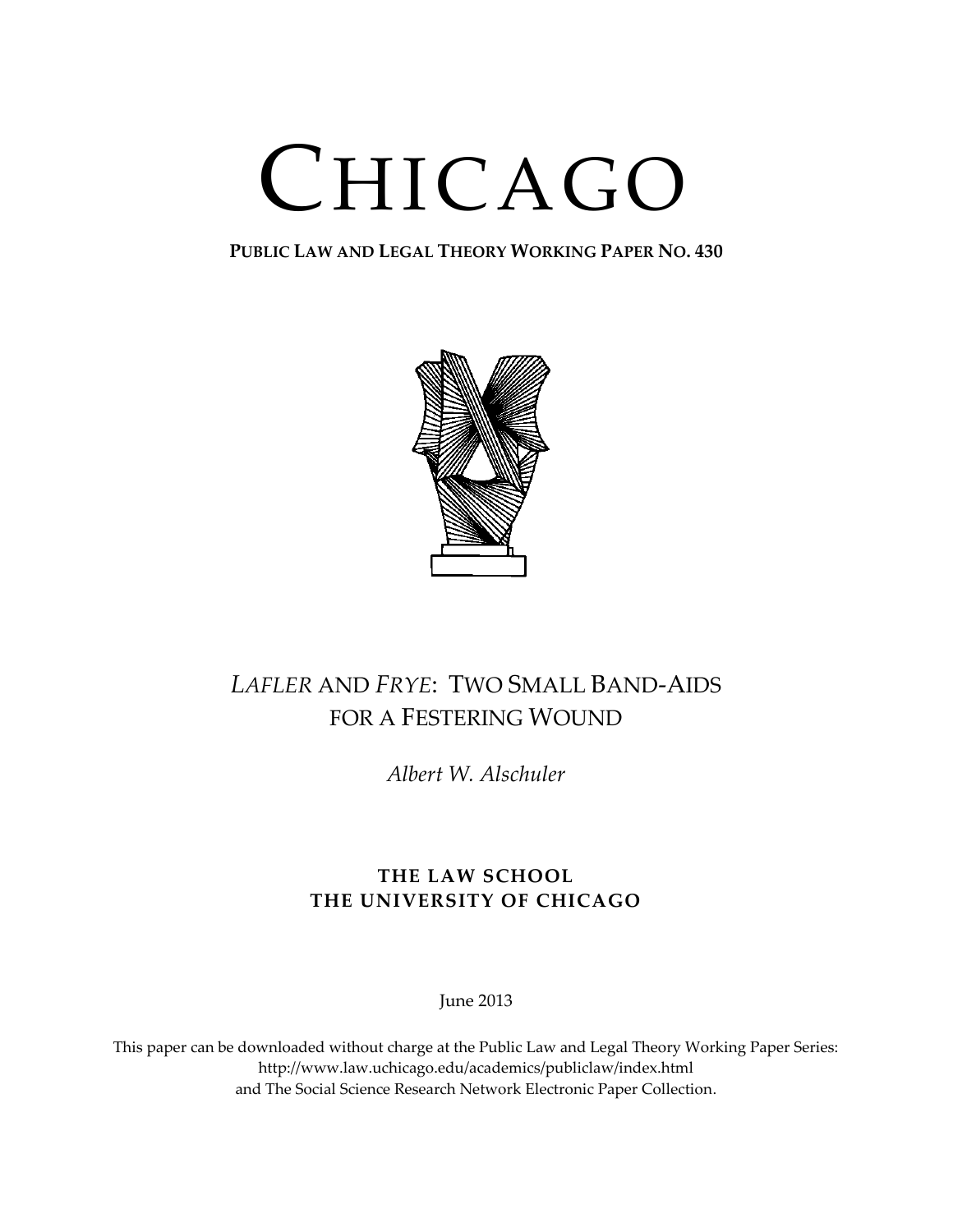# CHICAGO

**PUBLIC LAW AND LEGAL THEORY WORKING PAPER NO. 430**

## *LAFLER* AND *FRYE*: TWO SMALL BAND-AIDS FOR A FESTERING WOUND

*Albert W. Alschuler*

**THE LAW SCHOOL**
**THE UNIVERSITY OF CHICAGO**

June 2013

This paper can be downloaded without charge at the Public Law and Legal Theory Working Paper Series: http://www.law.uchicago.edu/academics/publiclaw/index.html and The Social Science Research Network Electronic Paper Collection.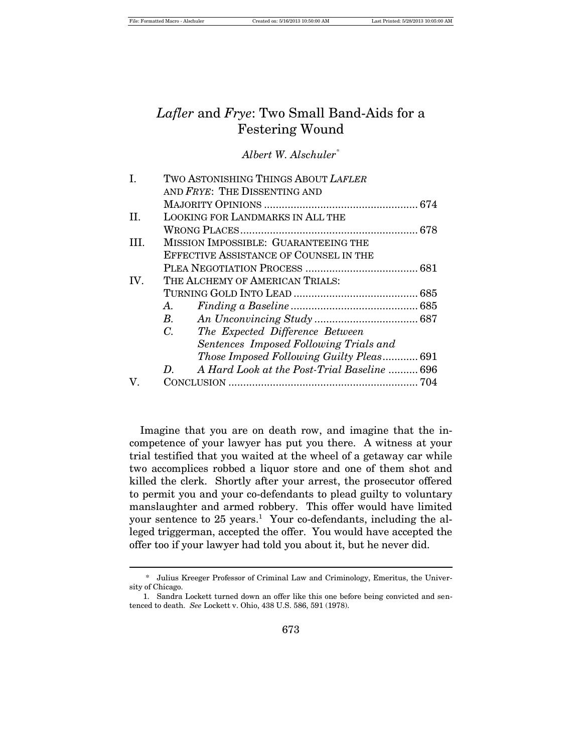# *Lafler* and *Frye*: Two Small Band-Aids for a Festering Wound

*Albert W. Alschuler*[*]

| | | |
|---|---|---|
| I. | TWO ASTONISHING THINGS ABOUT *LAFLER* AND *FRYE*: THE DISSENTING AND MAJORITY OPINIONS | 674 |
| II. | LOOKING FOR LANDMARKS IN ALL THE WRONG PLACES | 678 |
| III. | MISSION IMPOSSIBLE: GUARANTEEING THE EFFECTIVE ASSISTANCE OF COUNSEL IN THE PLEA NEGOTIATION PROCESS | 681 |
| IV. | THE ALCHEMY OF AMERICAN TRIALS: TURNING GOLD INTO LEAD | 685 |
| | *A. Finding a Baseline* | 685 |
| | *B. An Unconvincing Study* | 687 |
| | *C. The Expected Difference Between Sentences Imposed Following Trials and Those Imposed Following Guilty Pleas* | 691 |
| | *D. A Hard Look at the Post-Trial Baseline* | 696 |
| V. | CONCLUSION | 704 |

Imagine that you are on death row, and imagine that the incompetence of your lawyer has put you there. A witness at your trial testified that you waited at the wheel of a getaway car while two accomplices robbed a liquor store and one of them shot and killed the clerk. Shortly after your arrest, the prosecutor offered to permit you and your co-defendants to plead guilty to voluntary manslaughter and armed robbery. This offer would have limited your sentence to 25 years.[1] Your co-defendants, including the alleged triggerman, accepted the offer. You would have accepted the offer too if your lawyer had told you about it, but he never did.

---

[*] Julius Kreeger Professor of Criminal Law and Criminology, Emeritus, the University of Chicago.

[1] Sandra Lockett turned down an offer like this one before being convicted and sentenced to death. *See* Lockett v. Ohio, 438 U.S. 586, 591 (1978).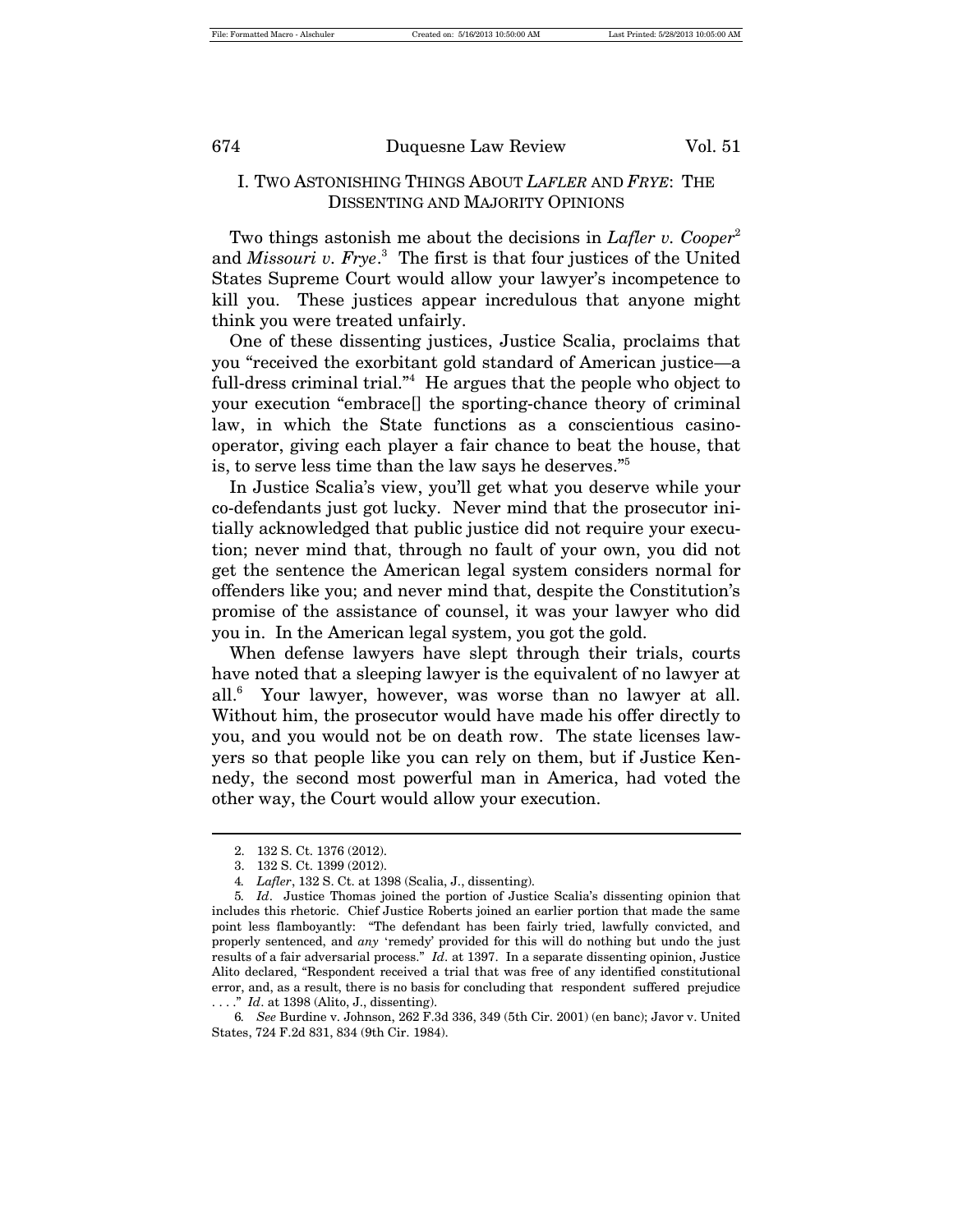## I. Two Astonishing Things About *Lafler* and *Frye*: The Dissenting and Majority Opinions

Two things astonish me about the decisions in *Lafler v. Cooper*[2] and *Missouri v. Frye*.[3] The first is that four justices of the United States Supreme Court would allow your lawyer's incompetence to kill you. These justices appear incredulous that anyone might think you were treated unfairly.

One of these dissenting justices, Justice Scalia, proclaims that you "received the exorbitant gold standard of American justice—a full-dress criminal trial."[4] He argues that the people who object to your execution "embrace[] the sporting-chance theory of criminal law, in which the State functions as a conscientious casino-operator, giving each player a fair chance to beat the house, that is, to serve less time than the law says he deserves."[5]

In Justice Scalia's view, you'll get what you deserve while your co-defendants just got lucky. Never mind that the prosecutor initially acknowledged that public justice did not require your execution; never mind that, through no fault of your own, you did not get the sentence the American legal system considers normal for offenders like you; and never mind that, despite the Constitution's promise of the assistance of counsel, it was your lawyer who did you in. In the American legal system, you got the gold.

When defense lawyers have slept through their trials, courts have noted that a sleeping lawyer is the equivalent of no lawyer at all.[6] Your lawyer, however, was worse than no lawyer at all. Without him, the prosecutor would have made his offer directly to you, and you would not be on death row. The state licenses lawyers so that people like you can rely on them, but if Justice Kennedy, the second most powerful man in America, had voted the other way, the Court would allow your execution.

---

2. 132 S. Ct. 1376 (2012).

3. 132 S. Ct. 1399 (2012).

4. *Lafler*, 132 S. Ct. at 1398 (Scalia, J., dissenting).

5. *Id*. Justice Thomas joined the portion of Justice Scalia's dissenting opinion that includes this rhetoric. Chief Justice Roberts joined an earlier portion that made the same point less flamboyantly: "The defendant has been fairly tried, lawfully convicted, and properly sentenced, and *any* 'remedy' provided for this will do nothing but undo the just results of a fair adversarial process." *Id*. at 1397. In a separate dissenting opinion, Justice Alito declared, "Respondent received a trial that was free of any identified constitutional error, and, as a result, there is no basis for concluding that respondent suffered prejudice . . . ." *Id*. at 1398 (Alito, J., dissenting).

6. *See* Burdine v. Johnson, 262 F.3d 336, 349 (5th Cir. 2001) (en banc); Javor v. United States, 724 F.2d 831, 834 (9th Cir. 1984).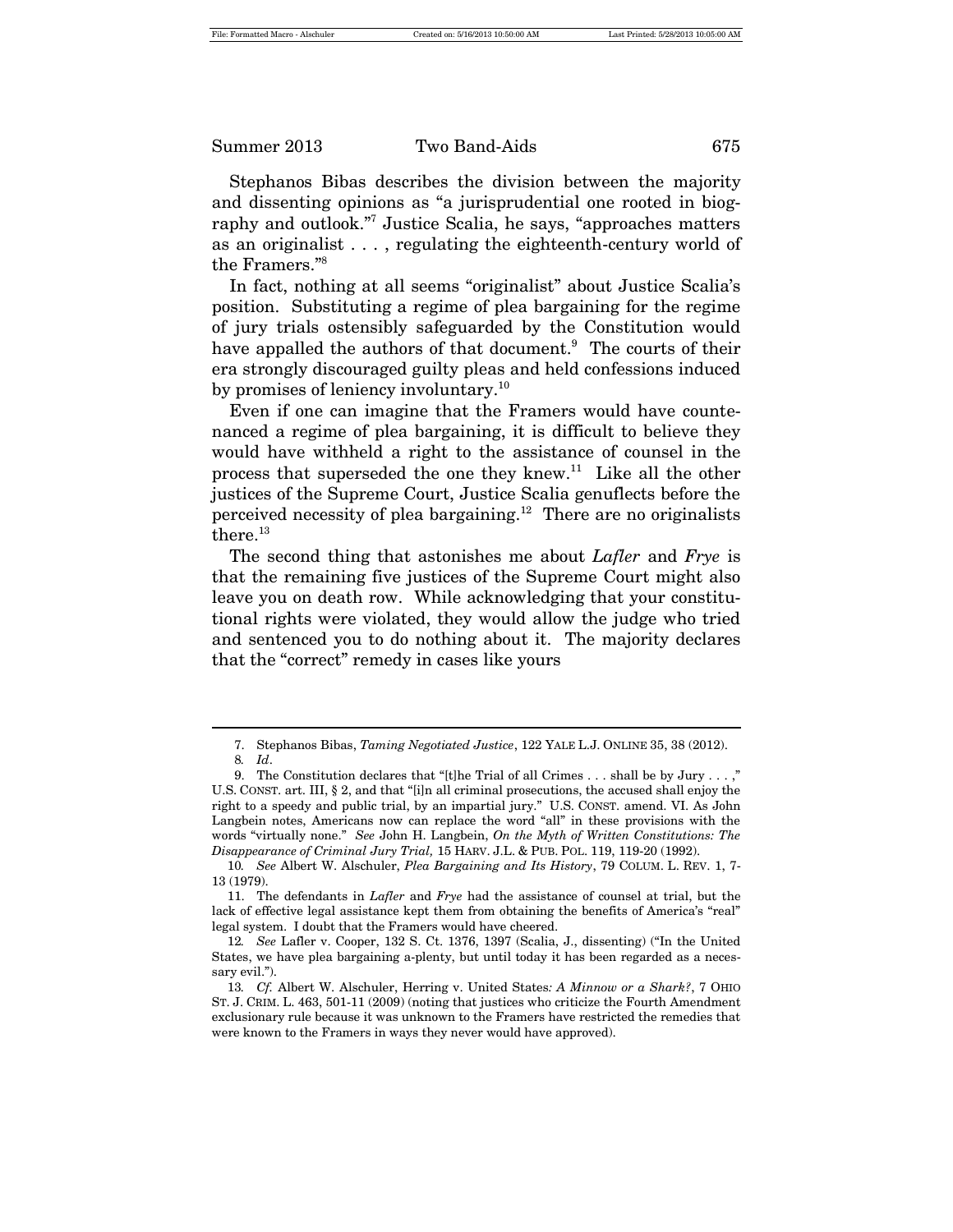Stephanos Bibas describes the division between the majority and dissenting opinions as "a jurisprudential one rooted in biography and outlook."[7] Justice Scalia, he says, "approaches matters as an originalist . . . , regulating the eighteenth-century world of the Framers."[8]

In fact, nothing at all seems "originalist" about Justice Scalia's position. Substituting a regime of plea bargaining for the regime of jury trials ostensibly safeguarded by the Constitution would have appalled the authors of that document.[9] The courts of their era strongly discouraged guilty pleas and held confessions induced by promises of leniency involuntary.[10]

Even if one can imagine that the Framers would have countenanced a regime of plea bargaining, it is difficult to believe they would have withheld a right to the assistance of counsel in the process that superseded the one they knew.[11] Like all the other justices of the Supreme Court, Justice Scalia genuflects before the perceived necessity of plea bargaining.[12] There are no originalists there.[13]

The second thing that astonishes me about *Lafler* and *Frye* is that the remaining five justices of the Supreme Court might also leave you on death row. While acknowledging that your constitutional rights were violated, they would allow the judge who tried and sentenced you to do nothing about it. The majority declares that the "correct" remedy in cases like yours

---

7. Stephanos Bibas, *Taming Negotiated Justice*, 122 YALE L.J. ONLINE 35, 38 (2012).

8. *Id*.

9. The Constitution declares that "[t]he Trial of all Crimes . . . shall be by Jury . . . ," U.S. CONST. art. III, § 2, and that "[i]n all criminal prosecutions, the accused shall enjoy the right to a speedy and public trial, by an impartial jury." U.S. CONST. amend. VI. As John Langbein notes, Americans now can replace the word "all" in these provisions with the words "virtually none." *See* John H. Langbein, *On the Myth of Written Constitutions: The Disappearance of Criminal Jury Trial,* 15 HARV. J.L. & PUB. POL. 119, 119-20 (1992).

10. *See* Albert W. Alschuler, *Plea Bargaining and Its History*, 79 COLUM. L. REV. 1, 7-13 (1979).

11. The defendants in *Lafler* and *Frye* had the assistance of counsel at trial, but the lack of effective legal assistance kept them from obtaining the benefits of America's "real" legal system. I doubt that the Framers would have cheered.

12. *See* Lafler v. Cooper, 132 S. Ct. 1376, 1397 (Scalia, J., dissenting) ("In the United States, we have plea bargaining a-plenty, but until today it has been regarded as a necessary evil.").

13. *Cf.* Albert W. Alschuler, Herring v. United States*: A Minnow or a Shark?*, 7 OHIO ST. J. CRIM. L. 463, 501-11 (2009) (noting that justices who criticize the Fourth Amendment exclusionary rule because it was unknown to the Framers have restricted the remedies that were known to the Framers in ways they never would have approved).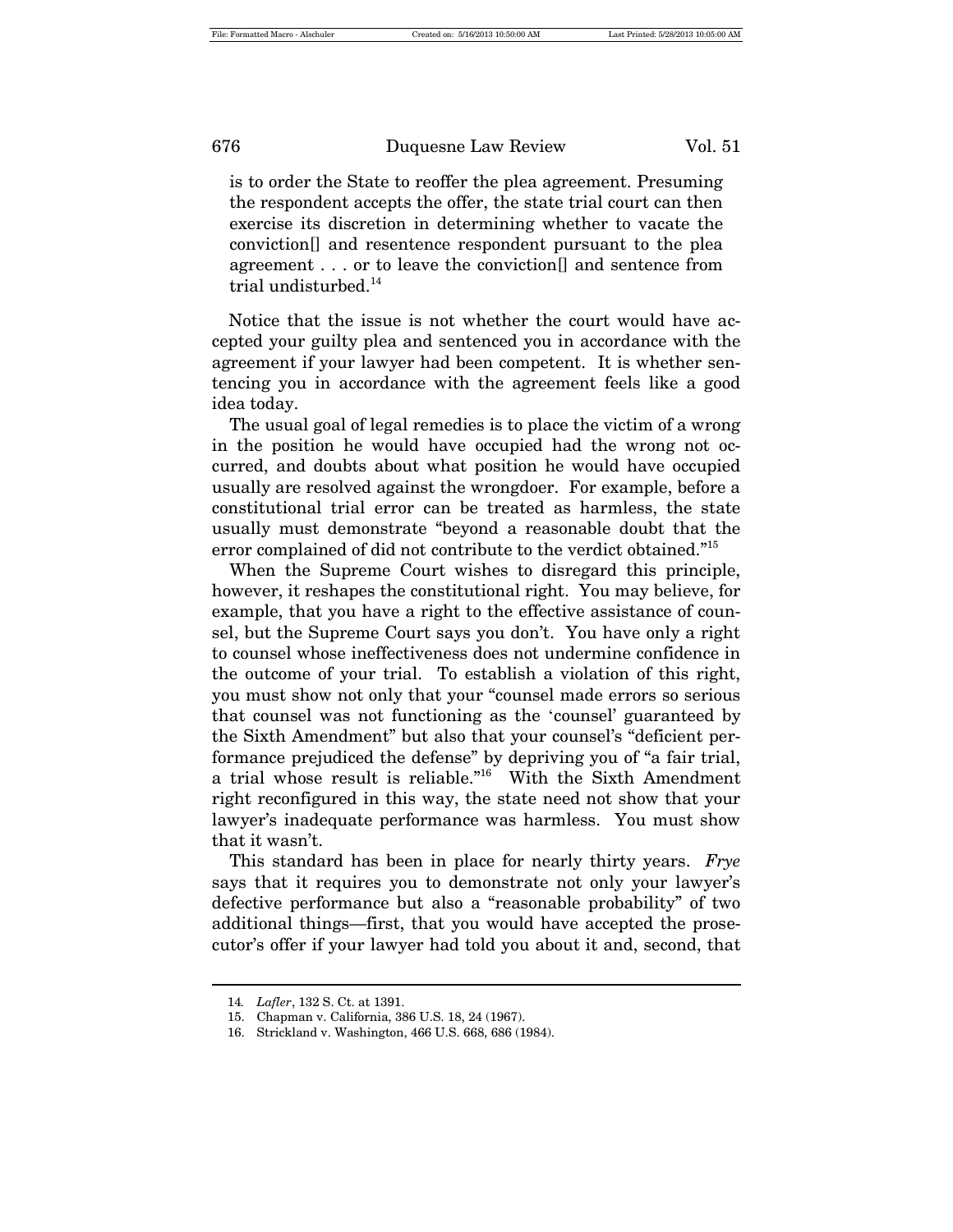is to order the State to reoffer the plea agreement. Presuming the respondent accepts the offer, the state trial court can then exercise its discretion in determining whether to vacate the conviction[] and resentence respondent pursuant to the plea agreement . . . or to leave the conviction[] and sentence from trial undisturbed.[14]

Notice that the issue is not whether the court would have accepted your guilty plea and sentenced you in accordance with the agreement if your lawyer had been competent. It is whether sentencing you in accordance with the agreement feels like a good idea today.

The usual goal of legal remedies is to place the victim of a wrong in the position he would have occupied had the wrong not occurred, and doubts about what position he would have occupied usually are resolved against the wrongdoer. For example, before a constitutional trial error can be treated as harmless, the state usually must demonstrate "beyond a reasonable doubt that the error complained of did not contribute to the verdict obtained."[15]

When the Supreme Court wishes to disregard this principle, however, it reshapes the constitutional right. You may believe, for example, that you have a right to the effective assistance of counsel, but the Supreme Court says you don't. You have only a right to counsel whose ineffectiveness does not undermine confidence in the outcome of your trial. To establish a violation of this right, you must show not only that your "counsel made errors so serious that counsel was not functioning as the 'counsel' guaranteed by the Sixth Amendment" but also that your counsel's "deficient performance prejudiced the defense" by depriving you of "a fair trial, a trial whose result is reliable."[16] With the Sixth Amendment right reconfigured in this way, the state need not show that your lawyer's inadequate performance was harmless. You must show that it wasn't.

This standard has been in place for nearly thirty years. *Frye* says that it requires you to demonstrate not only your lawyer's defective performance but also a "reasonable probability" of two additional things—first, that you would have accepted the prosecutor's offer if your lawyer had told you about it and, second, that

---

14. *Lafler*, 132 S. Ct. at 1391.
15. Chapman v. California, 386 U.S. 18, 24 (1967).
16. Strickland v. Washington, 466 U.S. 668, 686 (1984).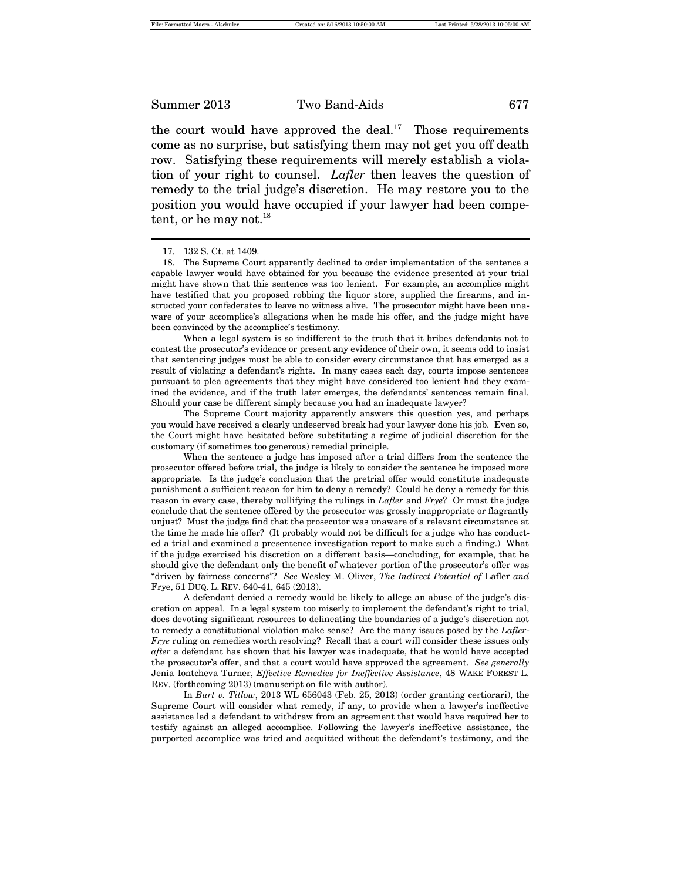the court would have approved the deal.[17] Those requirements come as no surprise, but satisfying them may not get you off death row. Satisfying these requirements will merely establish a violation of your right to counsel. *Lafler* then leaves the question of remedy to the trial judge's discretion. He may restore you to the position you would have occupied if your lawyer had been competent, or he may not.[18]

---

17. 132 S. Ct. at 1409.

18. The Supreme Court apparently declined to order implementation of the sentence a capable lawyer would have obtained for you because the evidence presented at your trial might have shown that this sentence was too lenient. For example, an accomplice might have testified that you proposed robbing the liquor store, supplied the firearms, and instructed your confederates to leave no witness alive. The prosecutor might have been unaware of your accomplice's allegations when he made his offer, and the judge might have been convinced by the accomplice's testimony.

When a legal system is so indifferent to the truth that it bribes defendants not to contest the prosecutor's evidence or present any evidence of their own, it seems odd to insist that sentencing judges must be able to consider every circumstance that has emerged as a result of violating a defendant's rights. In many cases each day, courts impose sentences pursuant to plea agreements that they might have considered too lenient had they examined the evidence, and if the truth later emerges, the defendants' sentences remain final. Should your case be different simply because you had an inadequate lawyer?

The Supreme Court majority apparently answers this question yes, and perhaps you would have received a clearly undeserved break had your lawyer done his job. Even so, the Court might have hesitated before substituting a regime of judicial discretion for the customary (if sometimes too generous) remedial principle.

When the sentence a judge has imposed after a trial differs from the sentence the prosecutor offered before trial, the judge is likely to consider the sentence he imposed more appropriate. Is the judge's conclusion that the pretrial offer would constitute inadequate punishment a sufficient reason for him to deny a remedy? Could he deny a remedy for this reason in every case, thereby nullifying the rulings in *Lafler* and *Frye*? Or must the judge conclude that the sentence offered by the prosecutor was grossly inappropriate or flagrantly unjust? Must the judge find that the prosecutor was unaware of a relevant circumstance at the time he made his offer? (It probably would not be difficult for a judge who has conducted a trial and examined a presentence investigation report to make such a finding.) What if the judge exercised his discretion on a different basis—concluding, for example, that he should give the defendant only the benefit of whatever portion of the prosecutor's offer was "driven by fairness concerns"? *See* Wesley M. Oliver, *The Indirect Potential of* Lafler *and* Frye, 51 DUQ. L. REV. 640-41, 645 (2013).

A defendant denied a remedy would be likely to allege an abuse of the judge's discretion on appeal. In a legal system too miserly to implement the defendant's right to trial, does devoting significant resources to delineating the boundaries of a judge's discretion not to remedy a constitutional violation make sense? Are the many issues posed by the *Lafler-Frye* ruling on remedies worth resolving? Recall that a court will consider these issues only *after* a defendant has shown that his lawyer was inadequate, that he would have accepted the prosecutor's offer, and that a court would have approved the agreement. *See generally* Jenia Iontcheva Turner, *Effective Remedies for Ineffective Assistance*, 48 WAKE FOREST L. REV. (forthcoming 2013) (manuscript on file with author).

In *Burt v. Titlow*, 2013 WL 656043 (Feb. 25, 2013) (order granting certiorari), the Supreme Court will consider what remedy, if any, to provide when a lawyer's ineffective assistance led a defendant to withdraw from an agreement that would have required her to testify against an alleged accomplice. Following the lawyer's ineffective assistance, the purported accomplice was tried and acquitted without the defendant's testimony, and the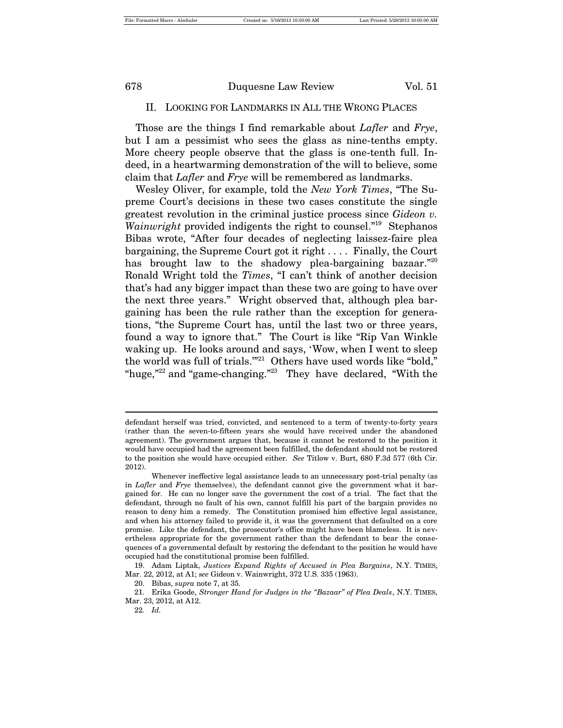## II. LOOKING FOR LANDMARKS IN ALL THE WRONG PLACES

Those are the things I find remarkable about *Lafler* and *Frye*, but I am a pessimist who sees the glass as nine-tenths empty. More cheery people observe that the glass is one-tenth full. Indeed, in a heartwarming demonstration of the will to believe, some claim that *Lafler* and *Frye* will be remembered as landmarks.

Wesley Oliver, for example, told the *New York Times*, "The Supreme Court's decisions in these two cases constitute the single greatest revolution in the criminal justice process since *Gideon v. Wainwright* provided indigents the right to counsel."[19] Stephanos Bibas wrote, "After four decades of neglecting laissez-faire plea bargaining, the Supreme Court got it right . . . . Finally, the Court has brought law to the shadowy plea-bargaining bazaar."[20] Ronald Wright told the *Times*, "I can't think of another decision that's had any bigger impact than these two are going to have over the next three years." Wright observed that, although plea bargaining has been the rule rather than the exception for generations, "the Supreme Court has, until the last two or three years, found a way to ignore that." The Court is like "Rip Van Winkle waking up. He looks around and says, 'Wow, when I went to sleep the world was full of trials.'"[21] Others have used words like "bold," "huge,"[22] and "game-changing."[23] They have declared, "With the

---

defendant herself was tried, convicted, and sentenced to a term of twenty-to-forty years (rather than the seven-to-fifteen years she would have received under the abandoned agreement). The government argues that, because it cannot be restored to the position it would have occupied had the agreement been fulfilled, the defendant should not be restored to the position she would have occupied either. *See* Titlow v. Burt, 680 F.3d 577 (6th Cir. 2012).

Whenever ineffective legal assistance leads to an unnecessary post-trial penalty (as in *Lafler* and *Frye* themselves), the defendant cannot give the government what it bargained for. He can no longer save the government the cost of a trial. The fact that the defendant, through no fault of his own, cannot fulfill his part of the bargain provides no reason to deny him a remedy. The Constitution promised him effective legal assistance, and when his attorney failed to provide it, it was the government that defaulted on a core promise. Like the defendant, the prosecutor's office might have been blameless. It is nevertheless appropriate for the government rather than the defendant to bear the consequences of a governmental default by restoring the defendant to the position he would have occupied had the constitutional promise been fulfilled.

19. Adam Liptak, *Justices Expand Rights of Accused in Plea Bargains*, N.Y. TIMES, Mar. 22, 2012, at A1; *see* Gideon v. Wainwright, 372 U.S. 335 (1963).

20. Bibas, *supra* note 7, at 35.

21. Erika Goode, *Stronger Hand for Judges in the "Bazaar" of Plea Deals*, N.Y. TIMES, Mar. 23, 2012, at A12.

22. *Id.*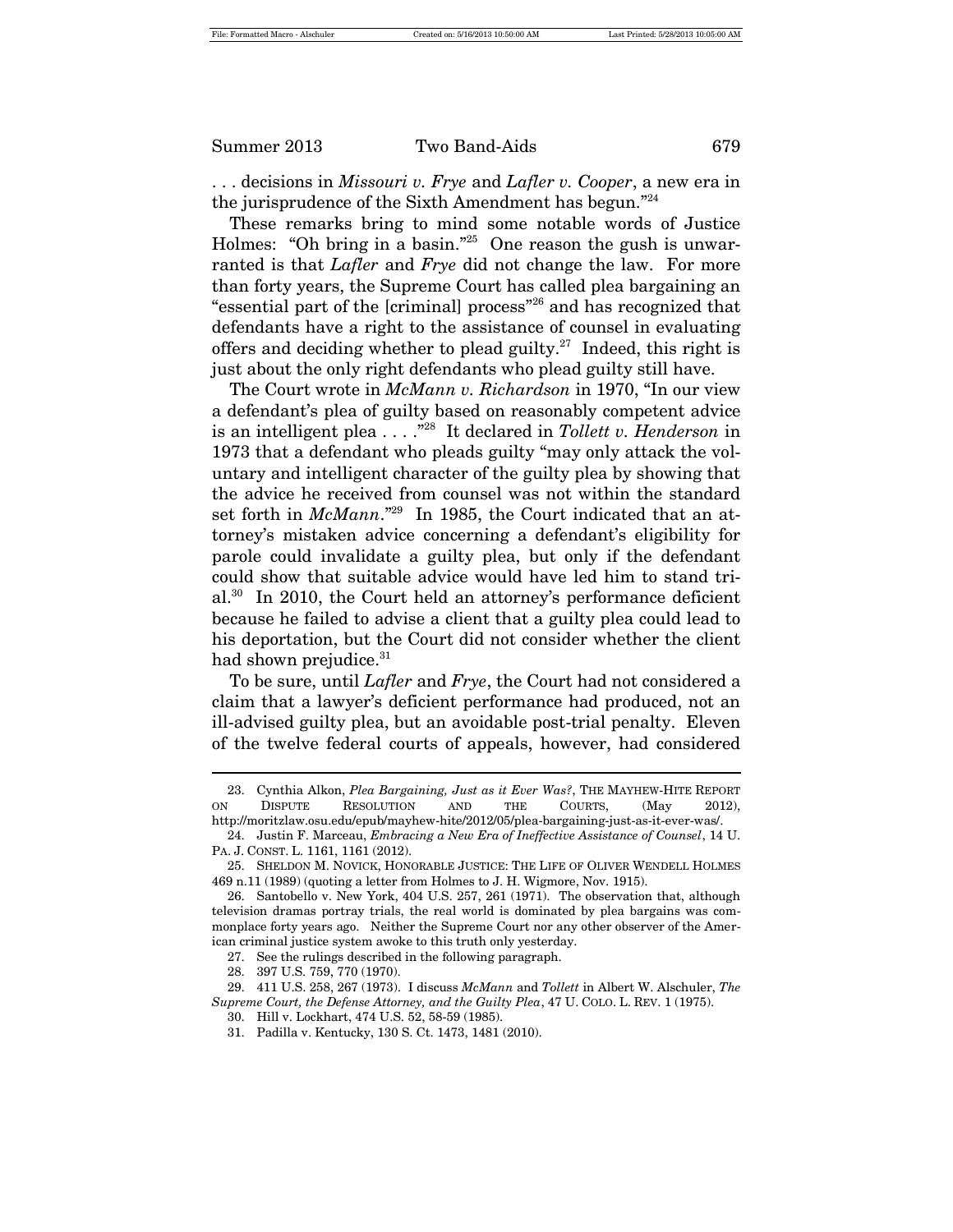. . . decisions in *Missouri v. Frye* and *Lafler v. Cooper*, a new era in the jurisprudence of the Sixth Amendment has begun."[24]

These remarks bring to mind some notable words of Justice Holmes: "Oh bring in a basin."[25] One reason the gush is unwarranted is that *Lafler* and *Frye* did not change the law. For more than forty years, the Supreme Court has called plea bargaining an "essential part of the [criminal] process"[26] and has recognized that defendants have a right to the assistance of counsel in evaluating offers and deciding whether to plead guilty.[27] Indeed, this right is just about the only right defendants who plead guilty still have.

The Court wrote in *McMann v. Richardson* in 1970, "In our view a defendant's plea of guilty based on reasonably competent advice is an intelligent plea . . . ."[28] It declared in *Tollett v. Henderson* in 1973 that a defendant who pleads guilty "may only attack the voluntary and intelligent character of the guilty plea by showing that the advice he received from counsel was not within the standard set forth in *McMann*."[29] In 1985, the Court indicated that an attorney's mistaken advice concerning a defendant's eligibility for parole could invalidate a guilty plea, but only if the defendant could show that suitable advice would have led him to stand trial.[30] In 2010, the Court held an attorney's performance deficient because he failed to advise a client that a guilty plea could lead to his deportation, but the Court did not consider whether the client had shown prejudice.[31]

To be sure, until *Lafler* and *Frye*, the Court had not considered a claim that a lawyer's deficient performance had produced, not an ill-advised guilty plea, but an avoidable post-trial penalty. Eleven of the twelve federal courts of appeals, however, had considered

---

23. Cynthia Alkon, *Plea Bargaining, Just as it Ever Was?*, THE MAYHEW-HITE REPORT ON DISPUTE RESOLUTION AND THE COURTS, (May 2012), http://moritzlaw.osu.edu/epub/mayhew-hite/2012/05/plea-bargaining-just-as-it-ever-was/.

24. Justin F. Marceau, *Embracing a New Era of Ineffective Assistance of Counsel*, 14 U. PA. J. CONST. L. 1161, 1161 (2012).

25. SHELDON M. NOVICK, HONORABLE JUSTICE: THE LIFE OF OLIVER WENDELL HOLMES 469 n.11 (1989) (quoting a letter from Holmes to J. H. Wigmore, Nov. 1915).

26. Santobello v. New York, 404 U.S. 257, 261 (1971). The observation that, although television dramas portray trials, the real world is dominated by plea bargains was commonplace forty years ago. Neither the Supreme Court nor any other observer of the American criminal justice system awoke to this truth only yesterday.

27. See the rulings described in the following paragraph.

28. 397 U.S. 759, 770 (1970).

29. 411 U.S. 258, 267 (1973). I discuss *McMann* and *Tollett* in Albert W. Alschuler, *The Supreme Court, the Defense Attorney, and the Guilty Plea*, 47 U. COLO. L. REV. 1 (1975).

30. Hill v. Lockhart, 474 U.S. 52, 58-59 (1985).

31. Padilla v. Kentucky, 130 S. Ct. 1473, 1481 (2010).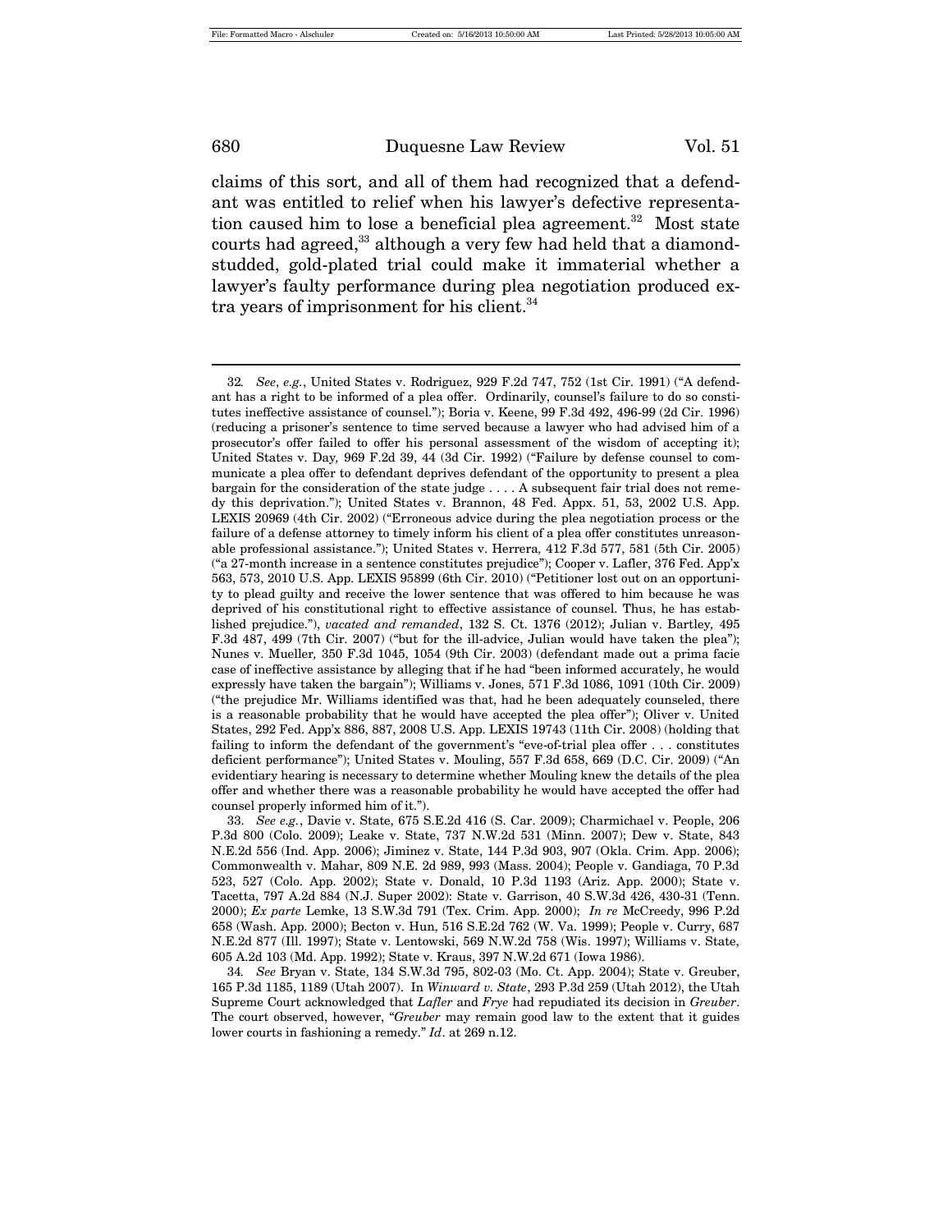claims of this sort, and all of them had recognized that a defendant was entitled to relief when his lawyer's defective representation caused him to lose a beneficial plea agreement.[32] Most state courts had agreed,[33] although a very few had held that a diamond-studded, gold-plated trial could make it immaterial whether a lawyer's faulty performance during plea negotiation produced extra years of imprisonment for his client.[34]

---

32. *See*, *e.g.*, United States v. Rodriguez, 929 F.2d 747, 752 (1st Cir. 1991) ("A defendant has a right to be informed of a plea offer. Ordinarily, counsel's failure to do so constitutes ineffective assistance of counsel."); Boria v. Keene, 99 F.3d 492, 496-99 (2d Cir. 1996) (reducing a prisoner's sentence to time served because a lawyer who had advised him of a prosecutor's offer failed to offer his personal assessment of the wisdom of accepting it); United States v. Day, 969 F.2d 39, 44 (3d Cir. 1992) ("Failure by defense counsel to communicate a plea offer to defendant deprives defendant of the opportunity to present a plea bargain for the consideration of the state judge . . . . A subsequent fair trial does not remedy this deprivation."); United States v. Brannon, 48 Fed. Appx. 51, 53, 2002 U.S. App. LEXIS 20969 (4th Cir. 2002) ("Erroneous advice during the plea negotiation process or the failure of a defense attorney to timely inform his client of a plea offer constitutes unreasonable professional assistance."); United States v. Herrera, 412 F.3d 577, 581 (5th Cir. 2005) ("a 27-month increase in a sentence constitutes prejudice"); Cooper v. Lafler, 376 Fed. App'x 563, 573, 2010 U.S. App. LEXIS 95899 (6th Cir. 2010) ("Petitioner lost out on an opportunity to plead guilty and receive the lower sentence that was offered to him because he was deprived of his constitutional right to effective assistance of counsel. Thus, he has established prejudice."), *vacated and remanded*, 132 S. Ct. 1376 (2012); Julian v. Bartley, 495 F.3d 487, 499 (7th Cir. 2007) ("but for the ill-advice, Julian would have taken the plea"); Nunes v. Mueller, 350 F.3d 1045, 1054 (9th Cir. 2003) (defendant made out a prima facie case of ineffective assistance by alleging that if he had "been informed accurately, he would expressly have taken the bargain"); Williams v. Jones, 571 F.3d 1086, 1091 (10th Cir. 2009) ("the prejudice Mr. Williams identified was that, had he been adequately counseled, there is a reasonable probability that he would have accepted the plea offer"); Oliver v. United States, 292 Fed. App'x 886, 887, 2008 U.S. App. LEXIS 19743 (11th Cir. 2008) (holding that failing to inform the defendant of the government's "eve-of-trial plea offer . . . constitutes deficient performance"); United States v. Mouling, 557 F.3d 658, 669 (D.C. Cir. 2009) ("An evidentiary hearing is necessary to determine whether Mouling knew the details of the plea offer and whether there was a reasonable probability he would have accepted the offer had counsel properly informed him of it.").

33. *See e.g.*, Davie v. State, 675 S.E.2d 416 (S. Car. 2009); Charmichael v. People, 206 P.3d 800 (Colo. 2009); Leake v. State, 737 N.W.2d 531 (Minn. 2007); Dew v. State, 843 N.E.2d 556 (Ind. App. 2006); Jiminez v. State, 144 P.3d 903, 907 (Okla. Crim. App. 2006); Commonwealth v. Mahar, 809 N.E. 2d 989, 993 (Mass. 2004); People v. Gandiaga, 70 P.3d 523, 527 (Colo. App. 2002); State v. Donald, 10 P.3d 1193 (Ariz. App. 2000); State v. Tacetta, 797 A.2d 884 (N.J. Super 2002): State v. Garrison, 40 S.W.3d 426, 430-31 (Tenn. 2000); *Ex parte* Lemke, 13 S.W.3d 791 (Tex. Crim. App. 2000); *In re* McCreedy, 996 P.2d 658 (Wash. App. 2000); Becton v. Hun, 516 S.E.2d 762 (W. Va. 1999); People v. Curry, 687 N.E.2d 877 (Ill. 1997); State v. Lentowski, 569 N.W.2d 758 (Wis. 1997); Williams v. State, 605 A.2d 103 (Md. App. 1992); State v. Kraus, 397 N.W.2d 671 (Iowa 1986).

34. *See* Bryan v. State, 134 S.W.3d 795, 802-03 (Mo. Ct. App. 2004); State v. Greuber, 165 P.3d 1185, 1189 (Utah 2007). In *Winward v. State*, 293 P.3d 259 (Utah 2012), the Utah Supreme Court acknowledged that *Lafler* and *Frye* had repudiated its decision in *Greuber*. The court observed, however, "*Greuber* may remain good law to the extent that it guides lower courts in fashioning a remedy." *Id*. at 269 n.12.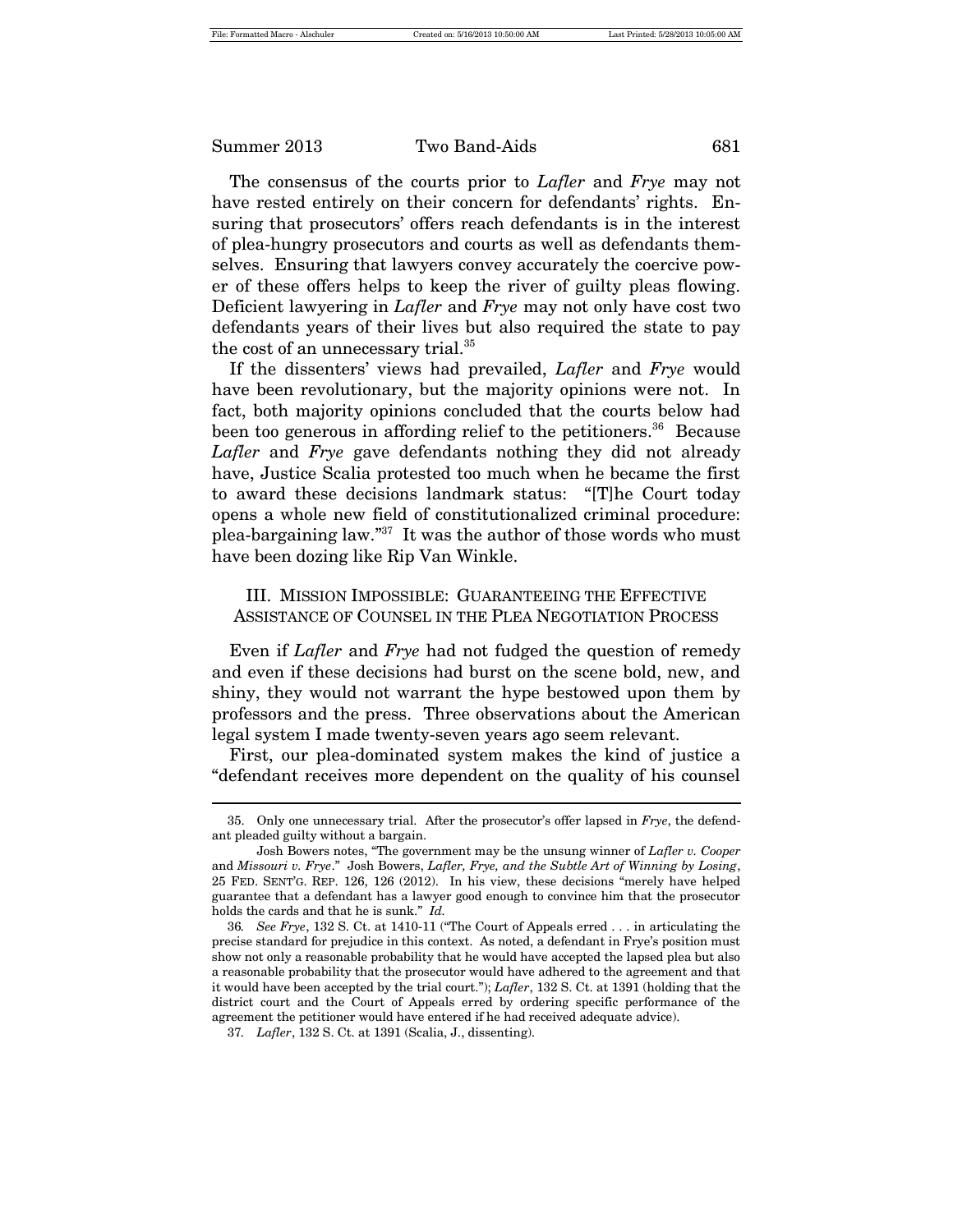The consensus of the courts prior to *Lafler* and *Frye* may not have rested entirely on their concern for defendants' rights. Ensuring that prosecutors' offers reach defendants is in the interest of plea-hungry prosecutors and courts as well as defendants themselves. Ensuring that lawyers convey accurately the coercive power of these offers helps to keep the river of guilty pleas flowing. Deficient lawyering in *Lafler* and *Frye* may not only have cost two defendants years of their lives but also required the state to pay the cost of an unnecessary trial.[35]

If the dissenters' views had prevailed, *Lafler* and *Frye* would have been revolutionary, but the majority opinions were not. In fact, both majority opinions concluded that the courts below had been too generous in affording relief to the petitioners.[36] Because *Lafler* and *Frye* gave defendants nothing they did not already have, Justice Scalia protested too much when he became the first to award these decisions landmark status: "[T]he Court today opens a whole new field of constitutionalized criminal procedure: plea-bargaining law."[37] It was the author of those words who must have been dozing like Rip Van Winkle.

## III. Mission Impossible: Guaranteeing the Effective Assistance of Counsel in the Plea Negotiation Process

Even if *Lafler* and *Frye* had not fudged the question of remedy and even if these decisions had burst on the scene bold, new, and shiny, they would not warrant the hype bestowed upon them by professors and the press. Three observations about the American legal system I made twenty-seven years ago seem relevant.

First, our plea-dominated system makes the kind of justice a "defendant receives more dependent on the quality of his counsel

---

35. Only one unnecessary trial. After the prosecutor's offer lapsed in *Frye*, the defendant pleaded guilty without a bargain.

Josh Bowers notes, "The government may be the unsung winner of *Lafler v. Cooper* and *Missouri v. Frye*." Josh Bowers, *Lafler, Frye, and the Subtle Art of Winning by Losing*, 25 Fed. Sent'g. Rep. 126, 126 (2012). In his view, these decisions "merely have helped guarantee that a defendant has a lawyer good enough to convince him that the prosecutor holds the cards and that he is sunk." *Id.*

36. *See Frye*, 132 S. Ct. at 1410-11 ("The Court of Appeals erred . . . in articulating the precise standard for prejudice in this context. As noted, a defendant in Frye's position must show not only a reasonable probability that he would have accepted the lapsed plea but also a reasonable probability that the prosecutor would have adhered to the agreement and that it would have been accepted by the trial court."); *Lafler*, 132 S. Ct. at 1391 (holding that the district court and the Court of Appeals erred by ordering specific performance of the agreement the petitioner would have entered if he had received adequate advice).

37. *Lafler*, 132 S. Ct. at 1391 (Scalia, J., dissenting).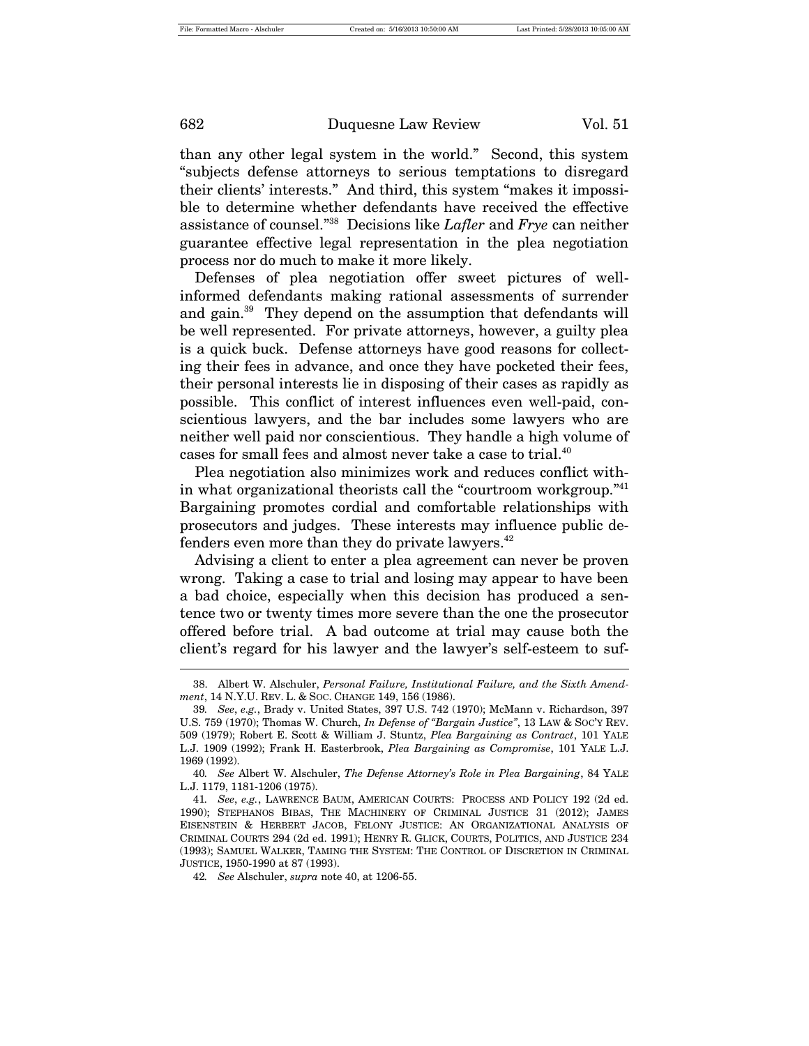than any other legal system in the world." Second, this system "subjects defense attorneys to serious temptations to disregard their clients' interests." And third, this system "makes it impossible to determine whether defendants have received the effective assistance of counsel."[38] Decisions like *Lafler* and *Frye* can neither guarantee effective legal representation in the plea negotiation process nor do much to make it more likely.

Defenses of plea negotiation offer sweet pictures of well-informed defendants making rational assessments of surrender and gain.[39] They depend on the assumption that defendants will be well represented. For private attorneys, however, a guilty plea is a quick buck. Defense attorneys have good reasons for collecting their fees in advance, and once they have pocketed their fees, their personal interests lie in disposing of their cases as rapidly as possible. This conflict of interest influences even well-paid, conscientious lawyers, and the bar includes some lawyers who are neither well paid nor conscientious. They handle a high volume of cases for small fees and almost never take a case to trial.[40]

Plea negotiation also minimizes work and reduces conflict within what organizational theorists call the "courtroom workgroup."[41] Bargaining promotes cordial and comfortable relationships with prosecutors and judges. These interests may influence public defenders even more than they do private lawyers.[42]

Advising a client to enter a plea agreement can never be proven wrong. Taking a case to trial and losing may appear to have been a bad choice, especially when this decision has produced a sentence two or twenty times more severe than the one the prosecutor offered before trial. A bad outcome at trial may cause both the client's regard for his lawyer and the lawyer's self-esteem to suf-

---

38. Albert W. Alschuler, *Personal Failure, Institutional Failure, and the Sixth Amendment*, 14 N.Y.U. REV. L. & SOC. CHANGE 149, 156 (1986).

39. *See, e.g.*, Brady v. United States, 397 U.S. 742 (1970); McMann v. Richardson, 397 U.S. 759 (1970); Thomas W. Church, *In Defense of "Bargain Justice"*, 13 LAW & SOC'Y REV. 509 (1979); Robert E. Scott & William J. Stuntz, *Plea Bargaining as Contract*, 101 YALE L.J. 1909 (1992); Frank H. Easterbrook, *Plea Bargaining as Compromise*, 101 YALE L.J. 1969 (1992).

40. *See* Albert W. Alschuler, *The Defense Attorney's Role in Plea Bargaining*, 84 YALE L.J. 1179, 1181-1206 (1975).

41. *See, e.g.*, LAWRENCE BAUM, AMERICAN COURTS: PROCESS AND POLICY 192 (2d ed. 1990); STEPHANOS BIBAS, THE MACHINERY OF CRIMINAL JUSTICE 31 (2012); JAMES EISENSTEIN & HERBERT JACOB, FELONY JUSTICE: AN ORGANIZATIONAL ANALYSIS OF CRIMINAL COURTS 294 (2d ed. 1991); HENRY R. GLICK, COURTS, POLITICS, AND JUSTICE 234 (1993); SAMUEL WALKER, TAMING THE SYSTEM: THE CONTROL OF DISCRETION IN CRIMINAL JUSTICE, 1950-1990 at 87 (1993).

42. *See* Alschuler, *supra* note 40, at 1206-55.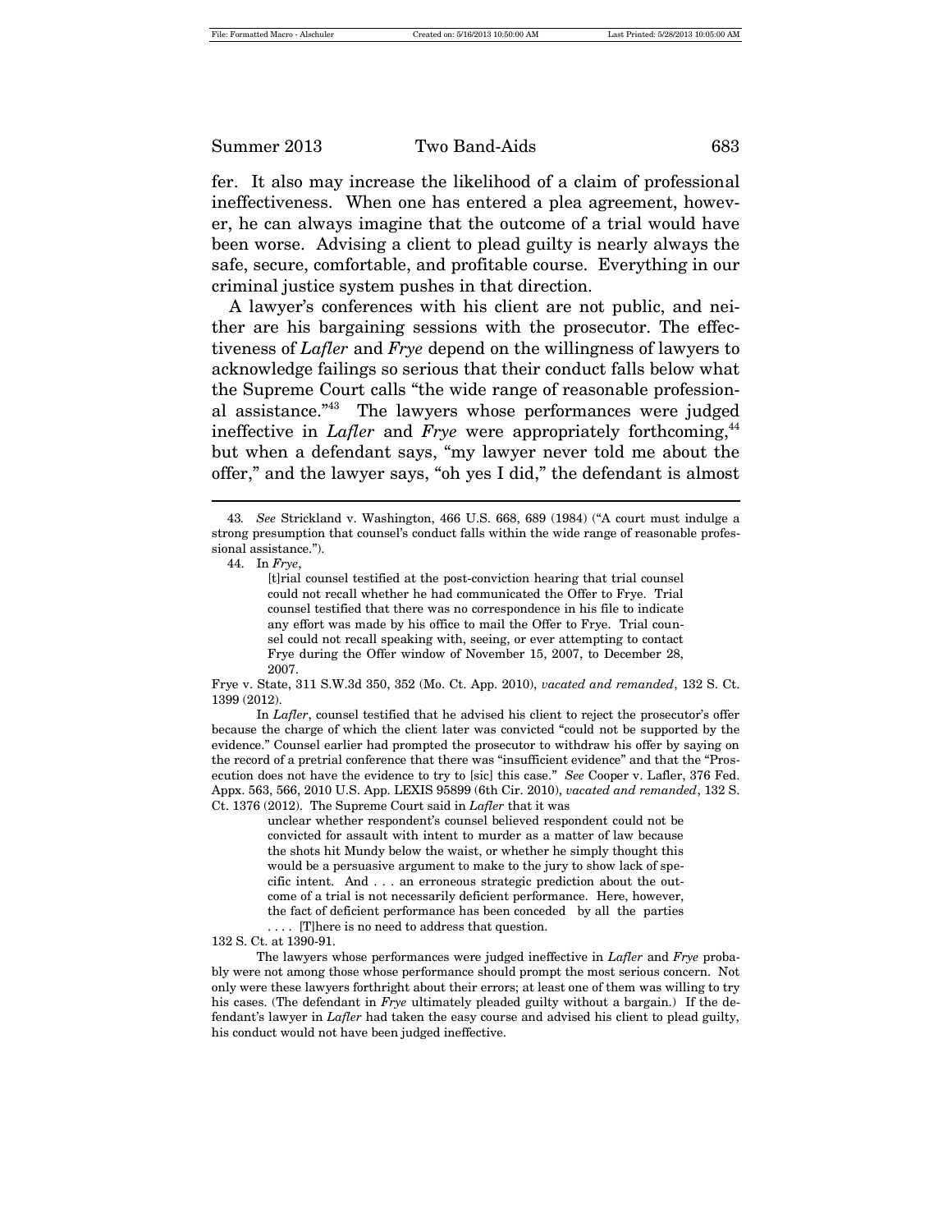fer. It also may increase the likelihood of a claim of professional ineffectiveness. When one has entered a plea agreement, however, he can always imagine that the outcome of a trial would have been worse. Advising a client to plead guilty is nearly always the safe, secure, comfortable, and profitable course. Everything in our criminal justice system pushes in that direction.

A lawyer's conferences with his client are not public, and neither are his bargaining sessions with the prosecutor. The effectiveness of *Lafler* and *Frye* depend on the willingness of lawyers to acknowledge failings so serious that their conduct falls below what the Supreme Court calls "the wide range of reasonable professional assistance."[43] The lawyers whose performances were judged ineffective in *Lafler* and *Frye* were appropriately forthcoming,[44] but when a defendant says, "my lawyer never told me about the offer," and the lawyer says, "oh yes I did," the defendant is almost

---

43. *See* Strickland v. Washington, 466 U.S. 668, 689 (1984) ("A court must indulge a strong presumption that counsel's conduct falls within the wide range of reasonable professional assistance.").

44. In *Frye*,

> [t]rial counsel testified at the post-conviction hearing that trial counsel could not recall whether he had communicated the Offer to Frye. Trial counsel testified that there was no correspondence in his file to indicate any effort was made by his office to mail the Offer to Frye. Trial counsel could not recall speaking with, seeing, or ever attempting to contact Frye during the Offer window of November 15, 2007, to December 28, 2007.

Frye v. State, 311 S.W.3d 350, 352 (Mo. Ct. App. 2010), *vacated and remanded*, 132 S. Ct. 1399 (2012).

In *Lafler*, counsel testified that he advised his client to reject the prosecutor's offer because the charge of which the client later was convicted "could not be supported by the evidence." Counsel earlier had prompted the prosecutor to withdraw his offer by saying on the record of a pretrial conference that there was "insufficient evidence" and that the "Prosecution does not have the evidence to try to [sic] this case." *See* Cooper v. Lafler, 376 Fed. Appx. 563, 566, 2010 U.S. App. LEXIS 95899 (6th Cir. 2010), *vacated and remanded*, 132 S. Ct. 1376 (2012). The Supreme Court said in *Lafler* that it was

> unclear whether respondent's counsel believed respondent could not be convicted for assault with intent to murder as a matter of law because the shots hit Mundy below the waist, or whether he simply thought this would be a persuasive argument to make to the jury to show lack of specific intent. And . . . an erroneous strategic prediction about the outcome of a trial is not necessarily deficient performance. Here, however, the fact of deficient performance has been conceded by all the parties . . . . [T]here is no need to address that question.

132 S. Ct. at 1390-91.

The lawyers whose performances were judged ineffective in *Lafler* and *Frye* probably were not among those whose performance should prompt the most serious concern. Not only were these lawyers forthright about their errors; at least one of them was willing to try his cases. (The defendant in *Frye* ultimately pleaded guilty without a bargain.) If the defendant's lawyer in *Lafler* had taken the easy course and advised his client to plead guilty, his conduct would not have been judged ineffective.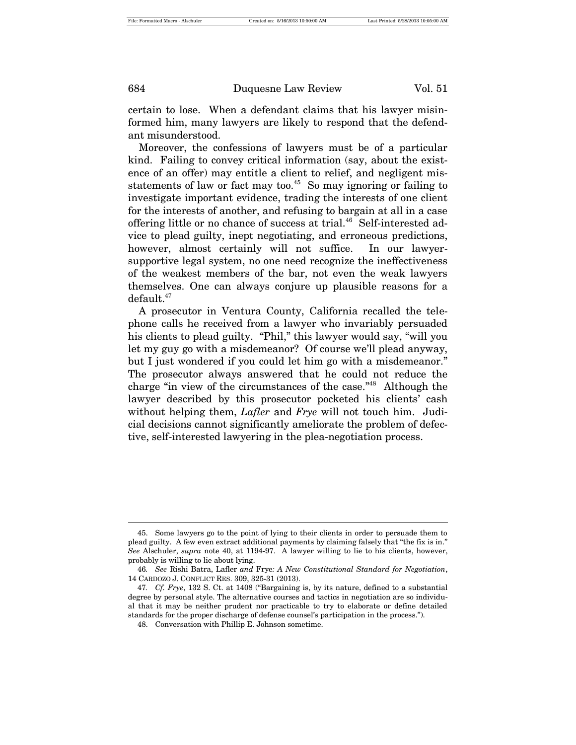certain to lose. When a defendant claims that his lawyer misinformed him, many lawyers are likely to respond that the defendant misunderstood.

Moreover, the confessions of lawyers must be of a particular kind. Failing to convey critical information (say, about the existence of an offer) may entitle a client to relief, and negligent misstatements of law or fact may too.[45] So may ignoring or failing to investigate important evidence, trading the interests of one client for the interests of another, and refusing to bargain at all in a case offering little or no chance of success at trial.[46] Self-interested advice to plead guilty, inept negotiating, and erroneous predictions, however, almost certainly will not suffice. In our lawyer-supportive legal system, no one need recognize the ineffectiveness of the weakest members of the bar, not even the weak lawyers themselves. One can always conjure up plausible reasons for a default.[47]

A prosecutor in Ventura County, California recalled the telephone calls he received from a lawyer who invariably persuaded his clients to plead guilty. "Phil," this lawyer would say, "will you let my guy go with a misdemeanor? Of course we'll plead anyway, but I just wondered if you could let him go with a misdemeanor." The prosecutor always answered that he could not reduce the charge "in view of the circumstances of the case."[48] Although the lawyer described by this prosecutor pocketed his clients' cash without helping them, *Lafler* and *Frye* will not touch him. Judicial decisions cannot significantly ameliorate the problem of defective, self-interested lawyering in the plea-negotiation process.

---

45. Some lawyers go to the point of lying to their clients in order to persuade them to plead guilty. A few even extract additional payments by claiming falsely that "the fix is in." *See* Alschuler, *supra* note 40, at 1194-97. A lawyer willing to lie to his clients, however, probably is willing to lie about lying.

46. *See* Rishi Batra, Lafler *and* Frye*: A New Constitutional Standard for Negotiation*, 14 CARDOZO J. CONFLICT RES. 309, 325-31 (2013).

47. *Cf. Frye*, 132 S. Ct. at 1408 ("Bargaining is, by its nature, defined to a substantial degree by personal style. The alternative courses and tactics in negotiation are so individual that it may be neither prudent nor practicable to try to elaborate or define detailed standards for the proper discharge of defense counsel's participation in the process.").

48. Conversation with Phillip E. Johnson sometime.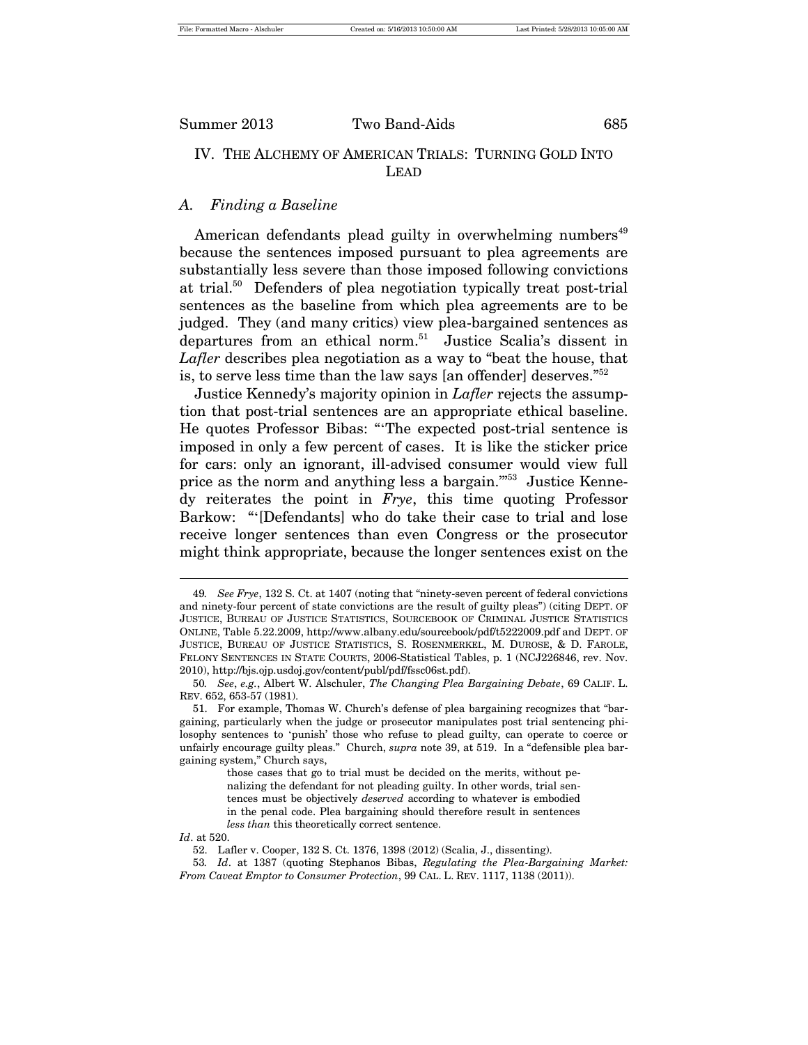## IV. THE ALCHEMY OF AMERICAN TRIALS: TURNING GOLD INTO LEAD

### A. *Finding a Baseline*

American defendants plead guilty in overwhelming numbers[49] because the sentences imposed pursuant to plea agreements are substantially less severe than those imposed following convictions at trial.[50] Defenders of plea negotiation typically treat post-trial sentences as the baseline from which plea agreements are to be judged. They (and many critics) view plea-bargained sentences as departures from an ethical norm.[51] Justice Scalia's dissent in *Lafler* describes plea negotiation as a way to "beat the house, that is, to serve less time than the law says [an offender] deserves."[52]

Justice Kennedy's majority opinion in *Lafler* rejects the assumption that post-trial sentences are an appropriate ethical baseline. He quotes Professor Bibas: "'The expected post-trial sentence is imposed in only a few percent of cases. It is like the sticker price for cars: only an ignorant, ill-advised consumer would view full price as the norm and anything less a bargain.'"[53] Justice Kennedy reiterates the point in *Frye*, this time quoting Professor Barkow: "'[Defendants] who do take their case to trial and lose receive longer sentences than even Congress or the prosecutor might think appropriate, because the longer sentences exist on the

---

49. *See Frye*, 132 S. Ct. at 1407 (noting that "ninety-seven percent of federal convictions and ninety-four percent of state convictions are the result of guilty pleas") (citing DEPT. OF JUSTICE, BUREAU OF JUSTICE STATISTICS, SOURCEBOOK OF CRIMINAL JUSTICE STATISTICS ONLINE, Table 5.22.2009, http://www.albany.edu/sourcebook/pdf/t5222009.pdf and DEPT. OF JUSTICE, BUREAU OF JUSTICE STATISTICS, S. ROSENMERKEL, M. DUROSE, & D. FAROLE, FELONY SENTENCES IN STATE COURTS, 2006-Statistical Tables, p. 1 (NCJ226846, rev. Nov. 2010), http://bjs.ojp.usdoj.gov/content/publ/pdf/fssc06st.pdf).

50. *See, e.g.*, Albert W. Alschuler, *The Changing Plea Bargaining Debate*, 69 CALIF. L. REV. 652, 653-57 (1981).

51. For example, Thomas W. Church's defense of plea bargaining recognizes that "bargaining, particularly when the judge or prosecutor manipulates post trial sentencing philosophy sentences to 'punish' those who refuse to plead guilty, can operate to coerce or unfairly encourage guilty pleas." Church, *supra* note 39, at 519. In a "defensible plea bargaining system," Church says,

> those cases that go to trial must be decided on the merits, without penalizing the defendant for not pleading guilty. In other words, trial sentences must be objectively *deserved* according to whatever is embodied in the penal code. Plea bargaining should therefore result in sentences *less than* this theoretically correct sentence.

*Id*. at 520.

52. Lafler v. Cooper, 132 S. Ct. 1376, 1398 (2012) (Scalia, J., dissenting).

53. *Id*. at 1387 (quoting Stephanos Bibas, *Regulating the Plea-Bargaining Market: From Caveat Emptor to Consumer Protection*, 99 CAL. L. REV. 1117, 1138 (2011)).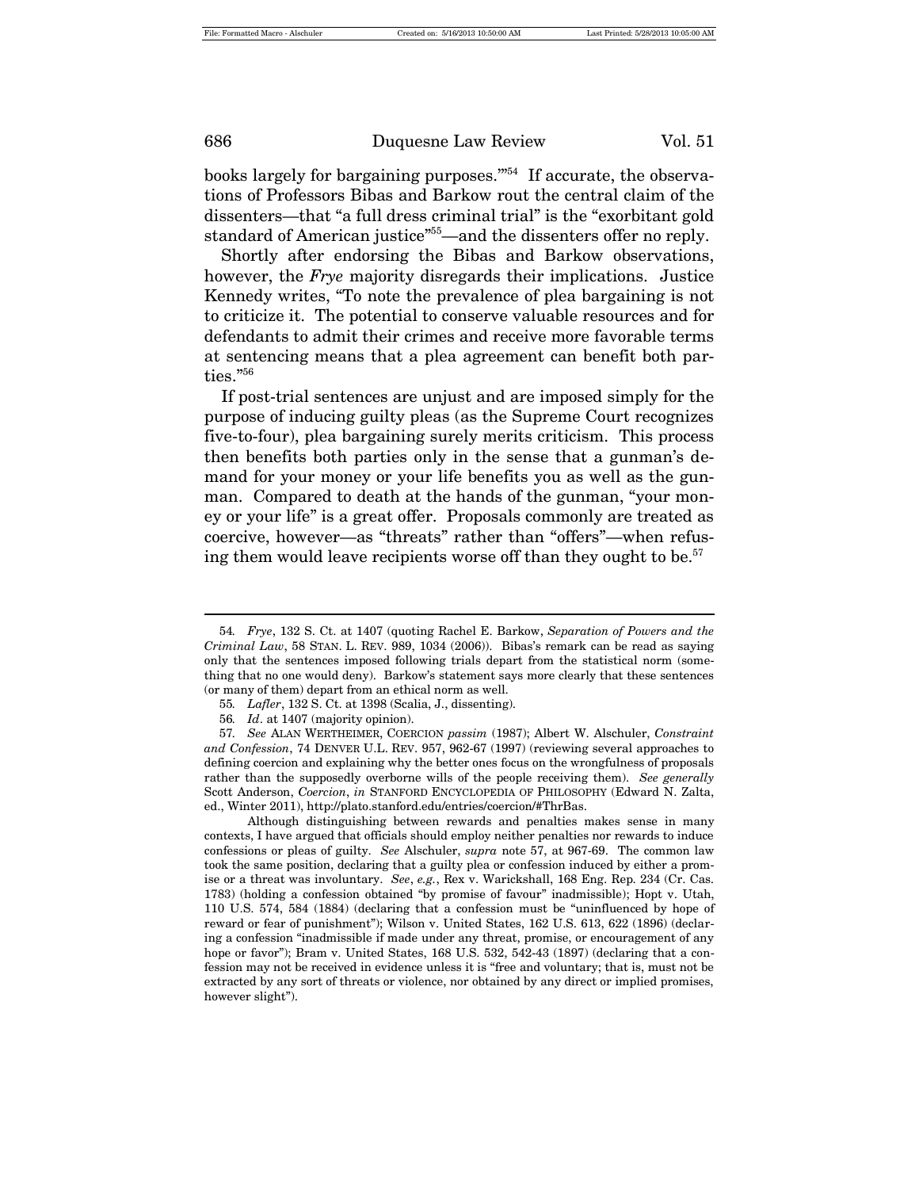books largely for bargaining purposes.'"[54] If accurate, the observations of Professors Bibas and Barkow rout the central claim of the dissenters—that "a full dress criminal trial" is the "exorbitant gold standard of American justice"[55]—and the dissenters offer no reply.

Shortly after endorsing the Bibas and Barkow observations, however, the *Frye* majority disregards their implications. Justice Kennedy writes, "To note the prevalence of plea bargaining is not to criticize it. The potential to conserve valuable resources and for defendants to admit their crimes and receive more favorable terms at sentencing means that a plea agreement can benefit both parties."[56]

If post-trial sentences are unjust and are imposed simply for the purpose of inducing guilty pleas (as the Supreme Court recognizes five-to-four), plea bargaining surely merits criticism. This process then benefits both parties only in the sense that a gunman's demand for your money or your life benefits you as well as the gunman. Compared to death at the hands of the gunman, "your money or your life" is a great offer. Proposals commonly are treated as coercive, however—as "threats" rather than "offers"—when refusing them would leave recipients worse off than they ought to be.[57]

---

54. *Frye*, 132 S. Ct. at 1407 (quoting Rachel E. Barkow, *Separation of Powers and the Criminal Law*, 58 STAN. L. REV. 989, 1034 (2006)). Bibas's remark can be read as saying only that the sentences imposed following trials depart from the statistical norm (something that no one would deny). Barkow's statement says more clearly that these sentences (or many of them) depart from an ethical norm as well.

55. *Lafler*, 132 S. Ct. at 1398 (Scalia, J., dissenting).

56. *Id*. at 1407 (majority opinion).

57. *See* ALAN WERTHEIMER, COERCION *passim* (1987); Albert W. Alschuler, *Constraint and Confession*, 74 DENVER U.L. REV. 957, 962-67 (1997) (reviewing several approaches to defining coercion and explaining why the better ones focus on the wrongfulness of proposals rather than the supposedly overborne wills of the people receiving them). *See generally* Scott Anderson, *Coercion*, *in* STANFORD ENCYCLOPEDIA OF PHILOSOPHY (Edward N. Zalta, ed., Winter 2011), http://plato.stanford.edu/entries/coercion/#ThrBas.

Although distinguishing between rewards and penalties makes sense in many contexts, I have argued that officials should employ neither penalties nor rewards to induce confessions or pleas of guilty. *See* Alschuler, *supra* note 57, at 967-69. The common law took the same position, declaring that a guilty plea or confession induced by either a promise or a threat was involuntary. *See*, *e.g.*, Rex v. Warickshall, 168 Eng. Rep. 234 (Cr. Cas. 1783) (holding a confession obtained "by promise of favour" inadmissible); Hopt v. Utah, 110 U.S. 574, 584 (1884) (declaring that a confession must be "uninfluenced by hope of reward or fear of punishment"); Wilson v. United States, 162 U.S. 613, 622 (1896) (declaring a confession "inadmissible if made under any threat, promise, or encouragement of any hope or favor"); Bram v. United States, 168 U.S. 532, 542-43 (1897) (declaring that a confession may not be received in evidence unless it is "free and voluntary; that is, must not be extracted by any sort of threats or violence, nor obtained by any direct or implied promises, however slight").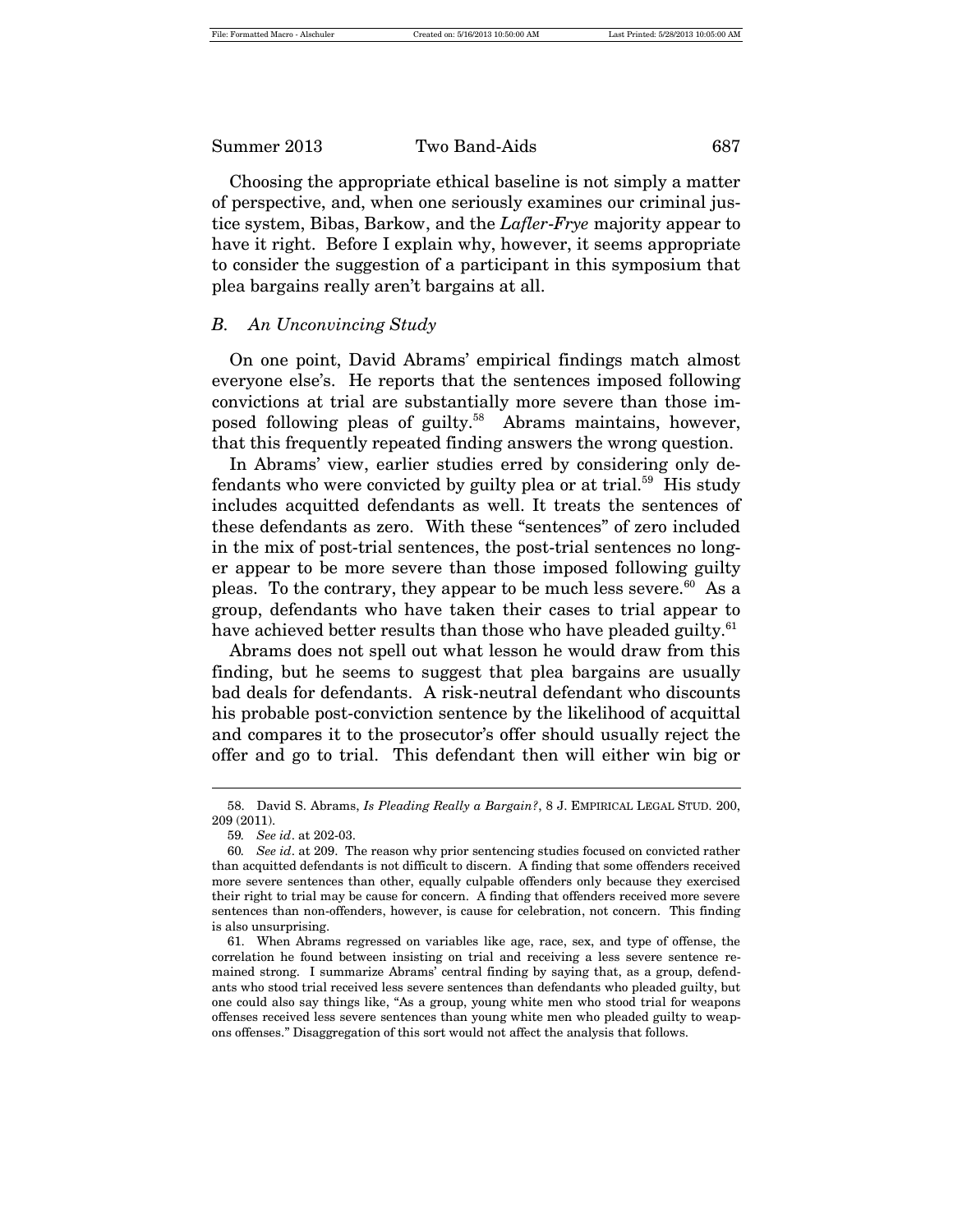Choosing the appropriate ethical baseline is not simply a matter of perspective, and, when one seriously examines our criminal justice system, Bibas, Barkow, and the *Lafler-Frye* majority appear to have it right. Before I explain why, however, it seems appropriate to consider the suggestion of a participant in this symposium that plea bargains really aren't bargains at all.

### *B. An Unconvincing Study*

On one point, David Abrams' empirical findings match almost everyone else's. He reports that the sentences imposed following convictions at trial are substantially more severe than those imposed following pleas of guilty.[58] Abrams maintains, however, that this frequently repeated finding answers the wrong question.

In Abrams' view, earlier studies erred by considering only defendants who were convicted by guilty plea or at trial.[59] His study includes acquitted defendants as well. It treats the sentences of these defendants as zero. With these "sentences" of zero included in the mix of post-trial sentences, the post-trial sentences no longer appear to be more severe than those imposed following guilty pleas. To the contrary, they appear to be much less severe.[60] As a group, defendants who have taken their cases to trial appear to have achieved better results than those who have pleaded guilty.[61]

Abrams does not spell out what lesson he would draw from this finding, but he seems to suggest that plea bargains are usually bad deals for defendants. A risk-neutral defendant who discounts his probable post-conviction sentence by the likelihood of acquittal and compares it to the prosecutor's offer should usually reject the offer and go to trial. This defendant then will either win big or

---

58. David S. Abrams, *Is Pleading Really a Bargain?*, 8 J. EMPIRICAL LEGAL STUD. 200, 209 (2011).

59. *See id*. at 202-03.

60. *See id*. at 209. The reason why prior sentencing studies focused on convicted rather than acquitted defendants is not difficult to discern. A finding that some offenders received more severe sentences than other, equally culpable offenders only because they exercised their right to trial may be cause for concern. A finding that offenders received more severe sentences than non-offenders, however, is cause for celebration, not concern. This finding is also unsurprising.

61. When Abrams regressed on variables like age, race, sex, and type of offense, the correlation he found between insisting on trial and receiving a less severe sentence remained strong. I summarize Abrams' central finding by saying that, as a group, defendants who stood trial received less severe sentences than defendants who pleaded guilty, but one could also say things like, "As a group, young white men who stood trial for weapons offenses received less severe sentences than young white men who pleaded guilty to weapons offenses." Disaggregation of this sort would not affect the analysis that follows.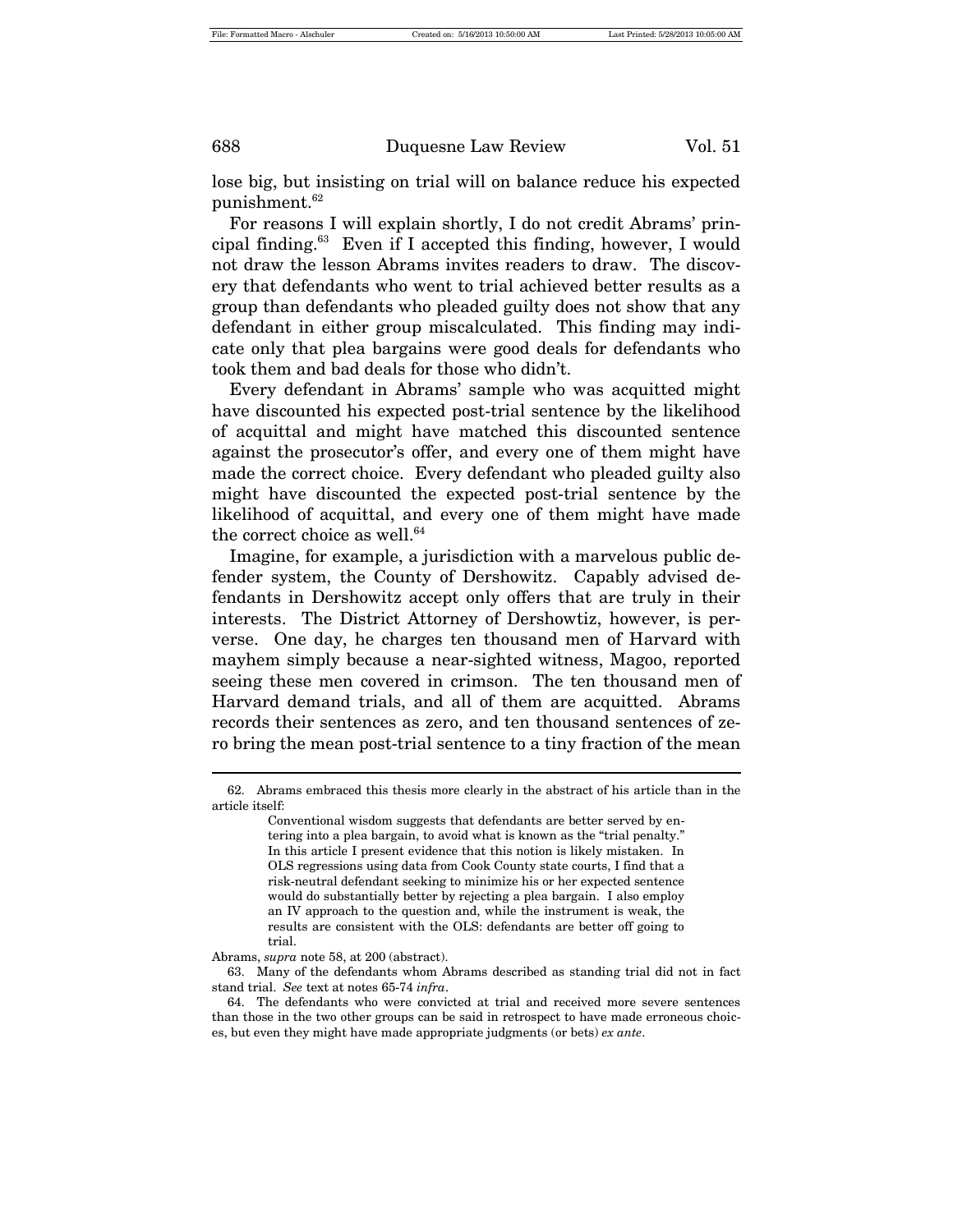lose big, but insisting on trial will on balance reduce his expected punishment.[62]

For reasons I will explain shortly, I do not credit Abrams' principal finding.[63] Even if I accepted this finding, however, I would not draw the lesson Abrams invites readers to draw. The discovery that defendants who went to trial achieved better results as a group than defendants who pleaded guilty does not show that any defendant in either group miscalculated. This finding may indicate only that plea bargains were good deals for defendants who took them and bad deals for those who didn't.

Every defendant in Abrams' sample who was acquitted might have discounted his expected post-trial sentence by the likelihood of acquittal and might have matched this discounted sentence against the prosecutor's offer, and every one of them might have made the correct choice. Every defendant who pleaded guilty also might have discounted the expected post-trial sentence by the likelihood of acquittal, and every one of them might have made the correct choice as well.[64]

Imagine, for example, a jurisdiction with a marvelous public defender system, the County of Dershowitz. Capably advised defendants in Dershowitz accept only offers that are truly in their interests. The District Attorney of Dershowtiz, however, is perverse. One day, he charges ten thousand men of Harvard with mayhem simply because a near-sighted witness, Magoo, reported seeing these men covered in crimson. The ten thousand men of Harvard demand trials, and all of them are acquitted. Abrams records their sentences as zero, and ten thousand sentences of zero bring the mean post-trial sentence to a tiny fraction of the mean

---

62. Abrams embraced this thesis more clearly in the abstract of his article than in the article itself:

> Conventional wisdom suggests that defendants are better served by entering into a plea bargain, to avoid what is known as the "trial penalty." In this article I present evidence that this notion is likely mistaken. In OLS regressions using data from Cook County state courts, I find that a risk-neutral defendant seeking to minimize his or her expected sentence would do substantially better by rejecting a plea bargain. I also employ an IV approach to the question and, while the instrument is weak, the results are consistent with the OLS: defendants are better off going to trial.

Abrams, *supra* note 58, at 200 (abstract).

63. Many of the defendants whom Abrams described as standing trial did not in fact stand trial. *See* text at notes 65-74 *infra*.

64. The defendants who were convicted at trial and received more severe sentences than those in the two other groups can be said in retrospect to have made erroneous choices, but even they might have made appropriate judgments (or bets) *ex ante*.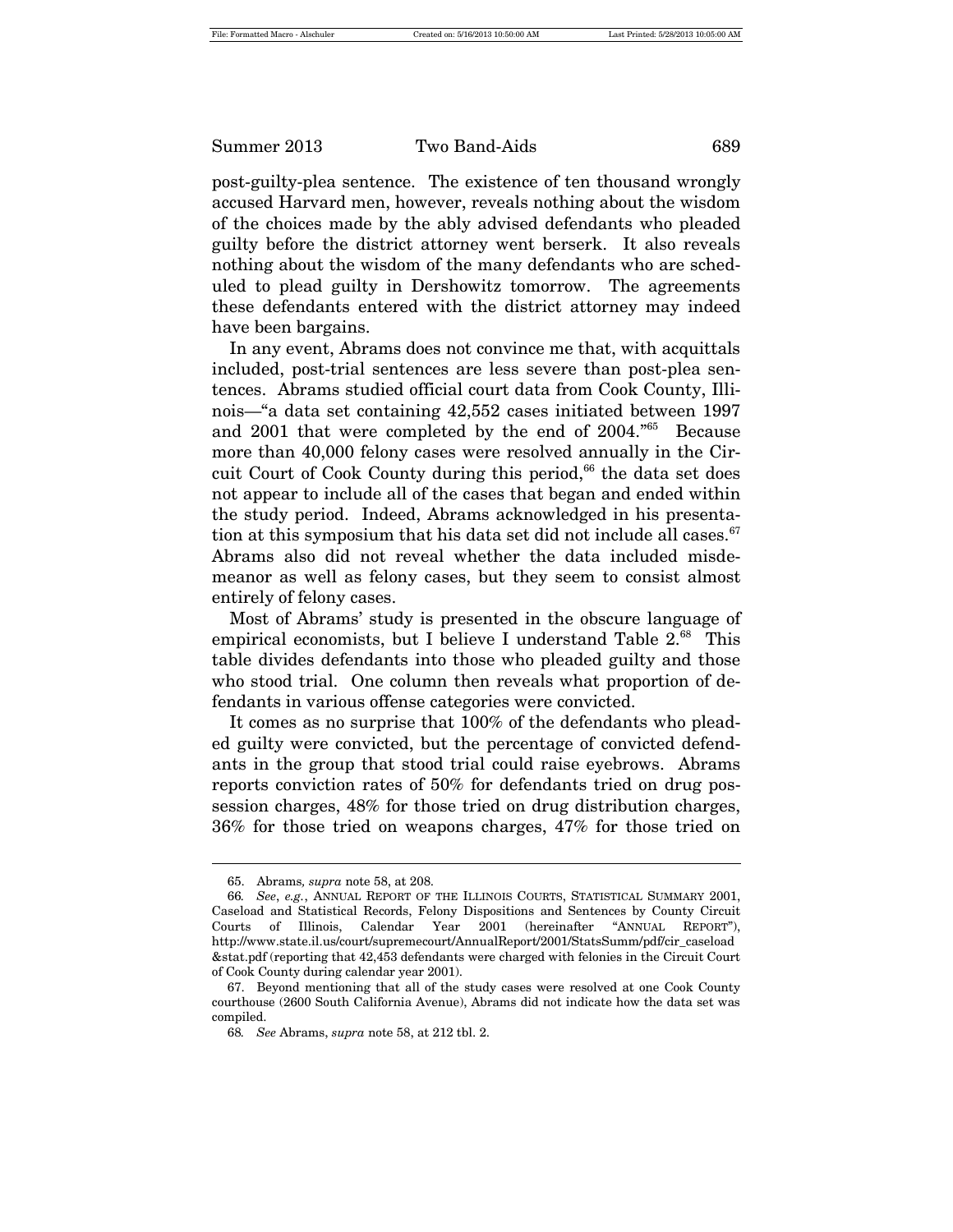post-guilty-plea sentence. The existence of ten thousand wrongly accused Harvard men, however, reveals nothing about the wisdom of the choices made by the ably advised defendants who pleaded guilty before the district attorney went berserk. It also reveals nothing about the wisdom of the many defendants who are scheduled to plead guilty in Dershowitz tomorrow. The agreements these defendants entered with the district attorney may indeed have been bargains.

In any event, Abrams does not convince me that, with acquittals included, post-trial sentences are less severe than post-plea sentences. Abrams studied official court data from Cook County, Illinois—"a data set containing 42,552 cases initiated between 1997 and 2001 that were completed by the end of 2004."[65] Because more than 40,000 felony cases were resolved annually in the Circuit Court of Cook County during this period,[66] the data set does not appear to include all of the cases that began and ended within the study period. Indeed, Abrams acknowledged in his presentation at this symposium that his data set did not include all cases.[67] Abrams also did not reveal whether the data included misdemeanor as well as felony cases, but they seem to consist almost entirely of felony cases.

Most of Abrams' study is presented in the obscure language of empirical economists, but I believe I understand Table 2.[68] This table divides defendants into those who pleaded guilty and those who stood trial. One column then reveals what proportion of defendants in various offense categories were convicted.

It comes as no surprise that 100% of the defendants who pleaded guilty were convicted, but the percentage of convicted defendants in the group that stood trial could raise eyebrows. Abrams reports conviction rates of 50% for defendants tried on drug possession charges, 48% for those tried on drug distribution charges, 36% for those tried on weapons charges, 47% for those tried on

---

65. Abrams, *supra* note 58, at 208.

66. *See, e.g.*, ANNUAL REPORT OF THE ILLINOIS COURTS, STATISTICAL SUMMARY 2001, Caseload and Statistical Records, Felony Dispositions and Sentences by County Circuit Courts of Illinois, Calendar Year 2001 (hereinafter "ANNUAL REPORT"), http://www.state.il.us/court/supremecourt/AnnualReport/2001/StatsSumm/pdf/cir_caseload&stat.pdf (reporting that 42,453 defendants were charged with felonies in the Circuit Court of Cook County during calendar year 2001).

67. Beyond mentioning that all of the study cases were resolved at one Cook County courthouse (2600 South California Avenue), Abrams did not indicate how the data set was compiled.

68. *See* Abrams, *supra* note 58, at 212 tbl. 2.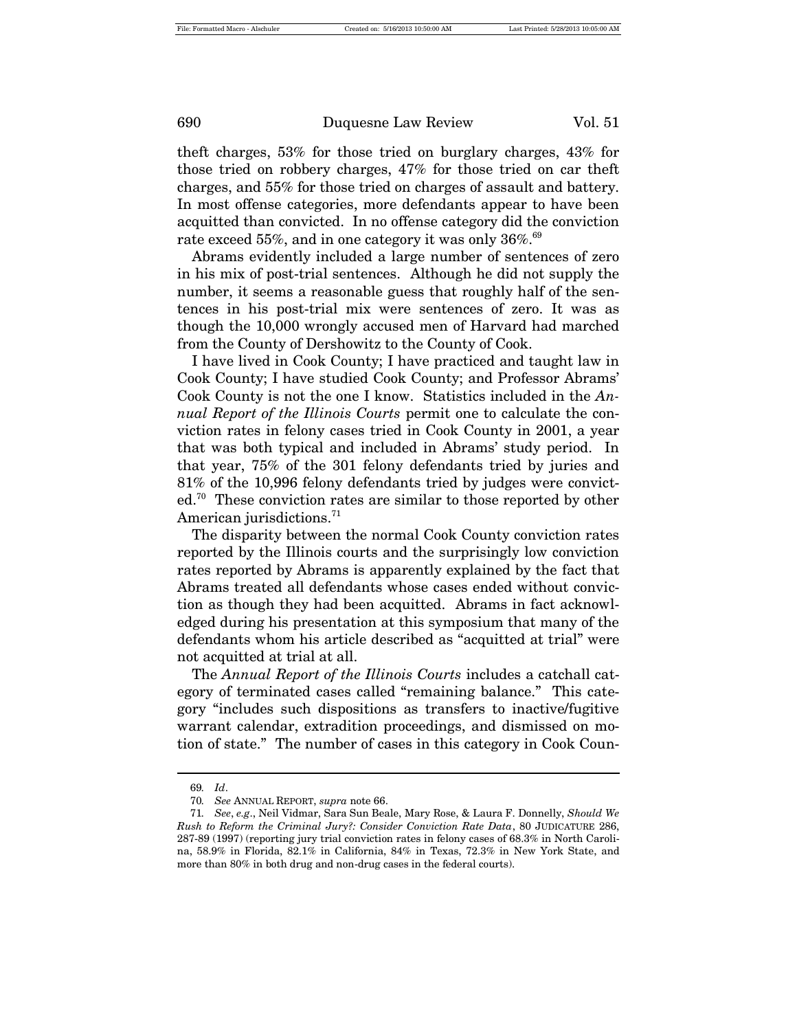theft charges, 53% for those tried on burglary charges, 43% for those tried on robbery charges, 47% for those tried on car theft charges, and 55% for those tried on charges of assault and battery. In most offense categories, more defendants appear to have been acquitted than convicted. In no offense category did the conviction rate exceed 55%, and in one category it was only 36%.[69]

Abrams evidently included a large number of sentences of zero in his mix of post-trial sentences. Although he did not supply the number, it seems a reasonable guess that roughly half of the sentences in his post-trial mix were sentences of zero. It was as though the 10,000 wrongly accused men of Harvard had marched from the County of Dershowitz to the County of Cook.

I have lived in Cook County; I have practiced and taught law in Cook County; I have studied Cook County; and Professor Abrams' Cook County is not the one I know. Statistics included in the *Annual Report of the Illinois Courts* permit one to calculate the conviction rates in felony cases tried in Cook County in 2001, a year that was both typical and included in Abrams' study period. In that year, 75% of the 301 felony defendants tried by juries and 81% of the 10,996 felony defendants tried by judges were convicted.[70] These conviction rates are similar to those reported by other American jurisdictions.[71]

The disparity between the normal Cook County conviction rates reported by the Illinois courts and the surprisingly low conviction rates reported by Abrams is apparently explained by the fact that Abrams treated all defendants whose cases ended without conviction as though they had been acquitted. Abrams in fact acknowledged during his presentation at this symposium that many of the defendants whom his article described as "acquitted at trial" were not acquitted at trial at all.

The *Annual Report of the Illinois Courts* includes a catchall category of terminated cases called "remaining balance." This category "includes such dispositions as transfers to inactive/fugitive warrant calendar, extradition proceedings, and dismissed on motion of state." The number of cases in this category in Cook Coun-

---

69. *Id*.

70. *See* ANNUAL REPORT, *supra* note 66.

71. *See*, *e.g*., Neil Vidmar, Sara Sun Beale, Mary Rose, & Laura F. Donnelly, *Should We Rush to Reform the Criminal Jury?: Consider Conviction Rate Data*, 80 JUDICATURE 286, 287-89 (1997) (reporting jury trial conviction rates in felony cases of 68.3% in North Carolina, 58.9% in Florida, 82.1% in California, 84% in Texas, 72.3% in New York State, and more than 80% in both drug and non-drug cases in the federal courts).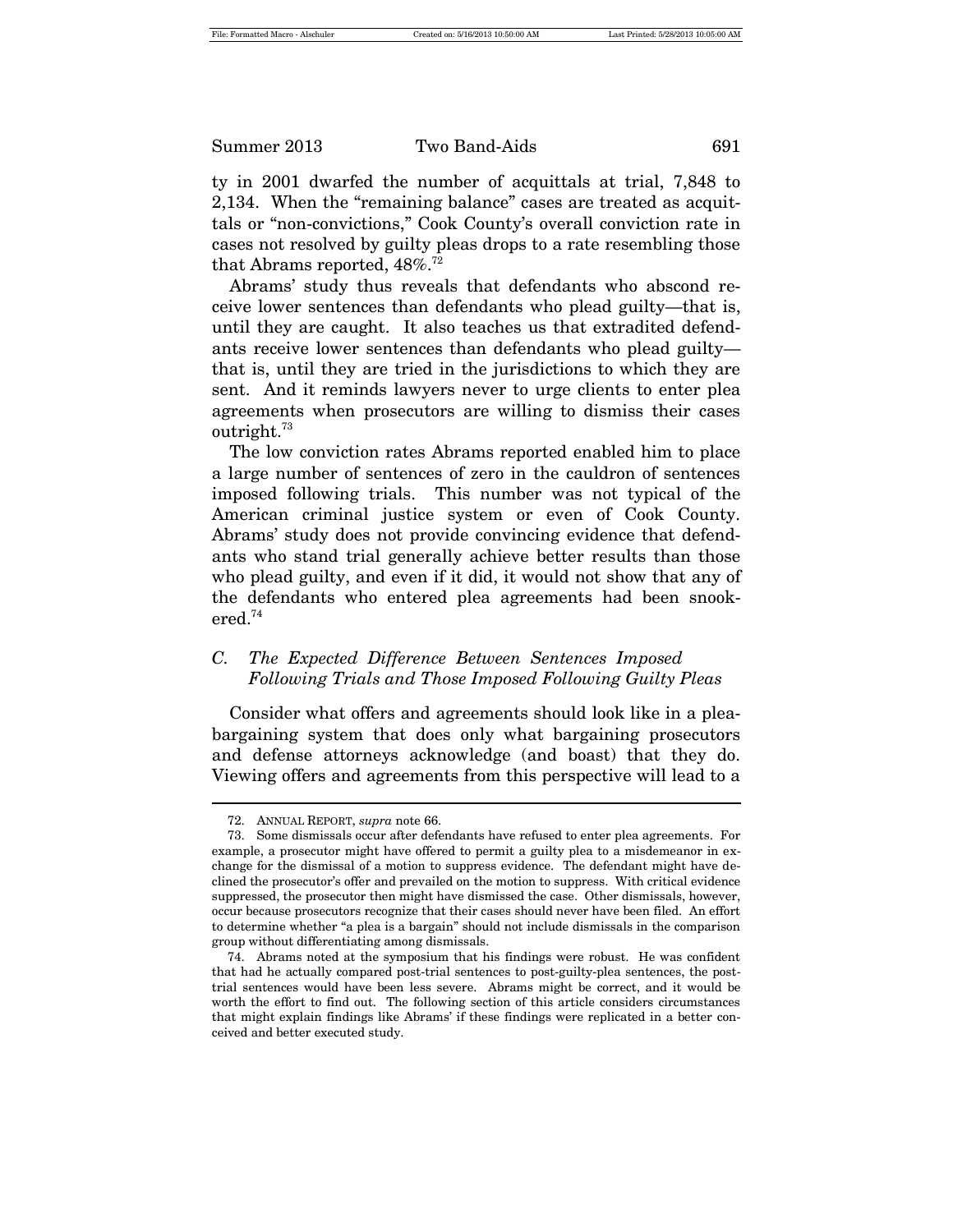ty in 2001 dwarfed the number of acquittals at trial, 7,848 to 2,134. When the "remaining balance" cases are treated as acquittals or "non-convictions," Cook County's overall conviction rate in cases not resolved by guilty pleas drops to a rate resembling those that Abrams reported, 48%.[72]

Abrams' study thus reveals that defendants who abscond receive lower sentences than defendants who plead guilty—that is, until they are caught. It also teaches us that extradited defendants receive lower sentences than defendants who plead guilty—that is, until they are tried in the jurisdictions to which they are sent. And it reminds lawyers never to urge clients to enter plea agreements when prosecutors are willing to dismiss their cases outright.[73]

The low conviction rates Abrams reported enabled him to place a large number of sentences of zero in the cauldron of sentences imposed following trials. This number was not typical of the American criminal justice system or even of Cook County. Abrams' study does not provide convincing evidence that defendants who stand trial generally achieve better results than those who plead guilty, and even if it did, it would not show that any of the defendants who entered plea agreements had been snookered.[74]

### *C. The Expected Difference Between Sentences Imposed Following Trials and Those Imposed Following Guilty Pleas*

Consider what offers and agreements should look like in a plea-bargaining system that does only what bargaining prosecutors and defense attorneys acknowledge (and boast) that they do. Viewing offers and agreements from this perspective will lead to a

---

72. ANNUAL REPORT, *supra* note 66.

73. Some dismissals occur after defendants have refused to enter plea agreements. For example, a prosecutor might have offered to permit a guilty plea to a misdemeanor in exchange for the dismissal of a motion to suppress evidence. The defendant might have declined the prosecutor's offer and prevailed on the motion to suppress. With critical evidence suppressed, the prosecutor then might have dismissed the case. Other dismissals, however, occur because prosecutors recognize that their cases should never have been filed. An effort to determine whether "a plea is a bargain" should not include dismissals in the comparison group without differentiating among dismissals.

74. Abrams noted at the symposium that his findings were robust. He was confident that had he actually compared post-trial sentences to post-guilty-plea sentences, the post-trial sentences would have been less severe. Abrams might be correct, and it would be worth the effort to find out. The following section of this article considers circumstances that might explain findings like Abrams' if these findings were replicated in a better conceived and better executed study.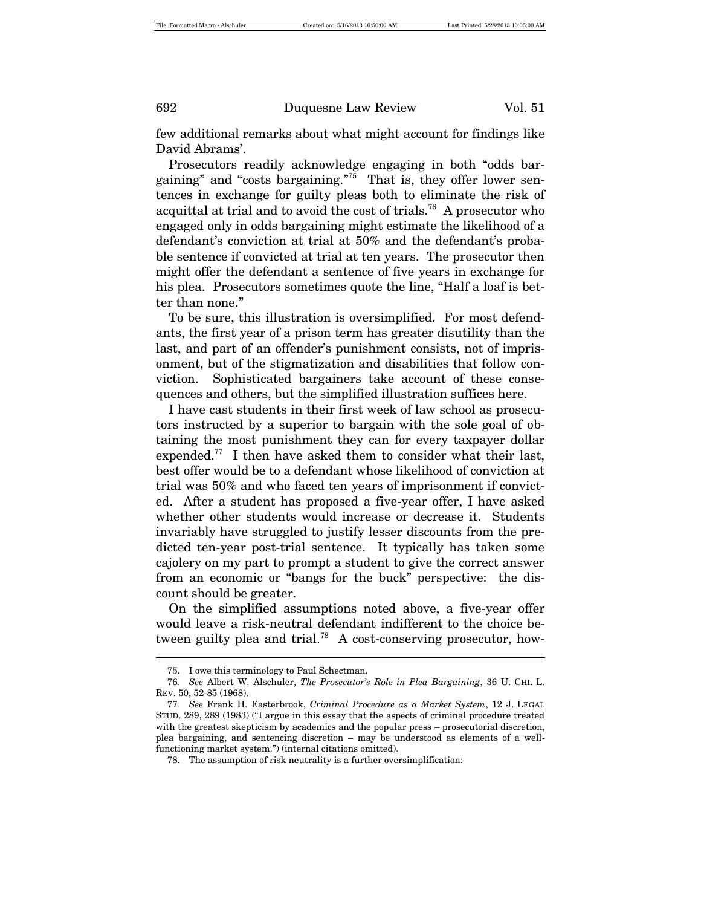few additional remarks about what might account for findings like David Abrams'.

Prosecutors readily acknowledge engaging in both "odds bargaining" and "costs bargaining."[75] That is, they offer lower sentences in exchange for guilty pleas both to eliminate the risk of acquittal at trial and to avoid the cost of trials.[76] A prosecutor who engaged only in odds bargaining might estimate the likelihood of a defendant's conviction at trial at 50% and the defendant's probable sentence if convicted at trial at ten years. The prosecutor then might offer the defendant a sentence of five years in exchange for his plea. Prosecutors sometimes quote the line, "Half a loaf is better than none."

To be sure, this illustration is oversimplified. For most defendants, the first year of a prison term has greater disutility than the last, and part of an offender's punishment consists, not of imprisonment, but of the stigmatization and disabilities that follow conviction. Sophisticated bargainers take account of these consequences and others, but the simplified illustration suffices here.

I have cast students in their first week of law school as prosecutors instructed by a superior to bargain with the sole goal of obtaining the most punishment they can for every taxpayer dollar expended.[77] I then have asked them to consider what their last, best offer would be to a defendant whose likelihood of conviction at trial was 50% and who faced ten years of imprisonment if convicted. After a student has proposed a five-year offer, I have asked whether other students would increase or decrease it. Students invariably have struggled to justify lesser discounts from the predicted ten-year post-trial sentence. It typically has taken some cajolery on my part to prompt a student to give the correct answer from an economic or "bangs for the buck" perspective: the discount should be greater.

On the simplified assumptions noted above, a five-year offer would leave a risk-neutral defendant indifferent to the choice between guilty plea and trial.[78] A cost-conserving prosecutor, how-

---

75. I owe this terminology to Paul Schectman.

76. *See* Albert W. Alschuler, *The Prosecutor's Role in Plea Bargaining*, 36 U. CHI. L. REV. 50, 52-85 (1968).

77. *See* Frank H. Easterbrook, *Criminal Procedure as a Market System*, 12 J. LEGAL STUD. 289, 289 (1983) ("I argue in this essay that the aspects of criminal procedure treated with the greatest skepticism by academics and the popular press – prosecutorial discretion, plea bargaining, and sentencing discretion – may be understood as elements of a well-functioning market system.") (internal citations omitted).

78. The assumption of risk neutrality is a further oversimplification: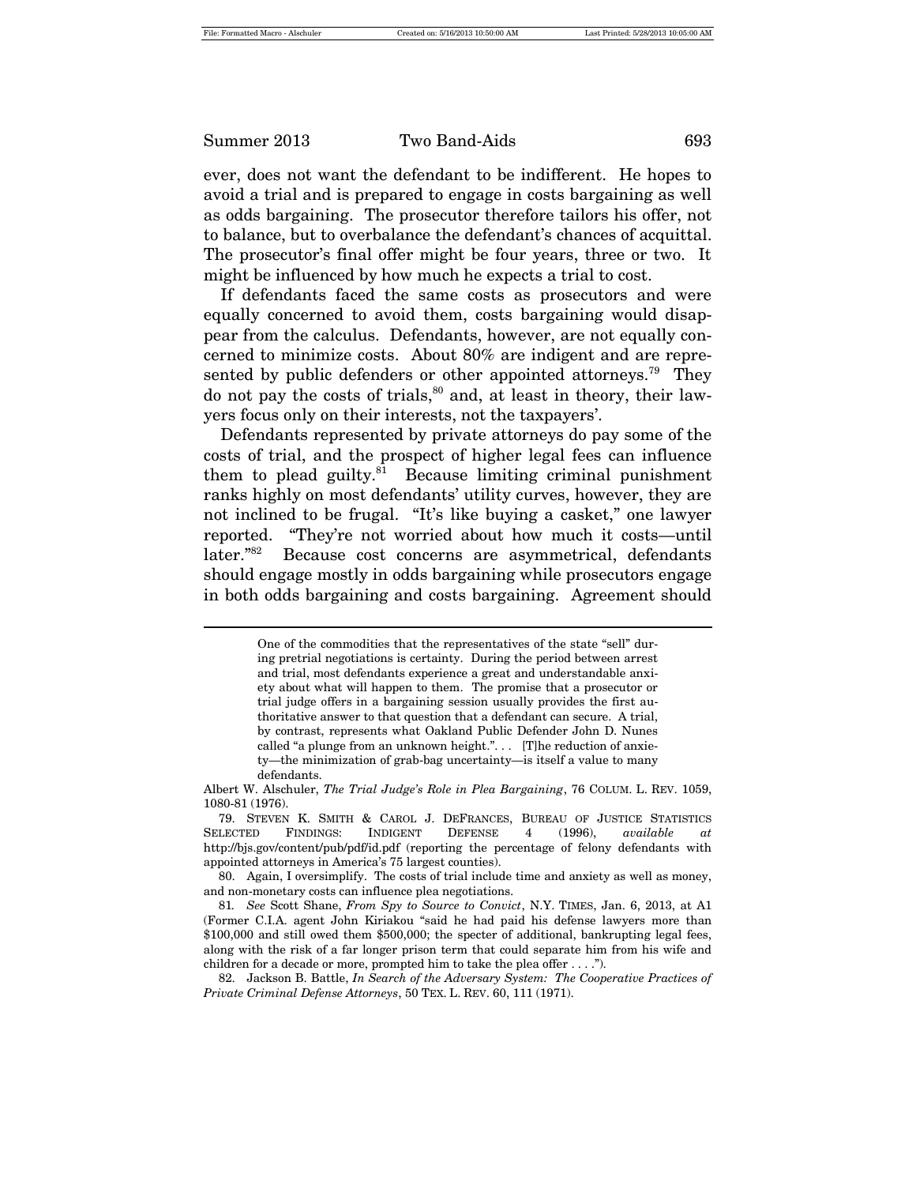ever, does not want the defendant to be indifferent. He hopes to avoid a trial and is prepared to engage in costs bargaining as well as odds bargaining. The prosecutor therefore tailors his offer, not to balance, but to overbalance the defendant's chances of acquittal. The prosecutor's final offer might be four years, three or two. It might be influenced by how much he expects a trial to cost.

If defendants faced the same costs as prosecutors and were equally concerned to avoid them, costs bargaining would disappear from the calculus. Defendants, however, are not equally concerned to minimize costs. About 80% are indigent and are represented by public defenders or other appointed attorneys.[79] They do not pay the costs of trials,[80] and, at least in theory, their lawyers focus only on their interests, not the taxpayers'.

Defendants represented by private attorneys do pay some of the costs of trial, and the prospect of higher legal fees can influence them to plead guilty.[81] Because limiting criminal punishment ranks highly on most defendants' utility curves, however, they are not inclined to be frugal. "It's like buying a casket," one lawyer reported. "They're not worried about how much it costs—until later."[82] Because cost concerns are asymmetrical, defendants should engage mostly in odds bargaining while prosecutors engage in both odds bargaining and costs bargaining. Agreement should

---

> One of the commodities that the representatives of the state "sell" during pretrial negotiations is certainty. During the period between arrest and trial, most defendants experience a great and understandable anxiety about what will happen to them. The promise that a prosecutor or trial judge offers in a bargaining session usually provides the first authoritative answer to that question that a defendant can secure. A trial, by contrast, represents what Oakland Public Defender John D. Nunes called "a plunge from an unknown height.". . . [T]he reduction of anxiety—the minimization of grab-bag uncertainty—is itself a value to many defendants.

Albert W. Alschuler, *The Trial Judge's Role in Plea Bargaining*, 76 COLUM. L. REV. 1059, 1080-81 (1976).

79. STEVEN K. SMITH & CAROL J. DEFRANCES, BUREAU OF JUSTICE STATISTICS SELECTED FINDINGS: INDIGENT DEFENSE 4 (1996), *available at* http://bjs.gov/content/pub/pdf/id.pdf (reporting the percentage of felony defendants with appointed attorneys in America's 75 largest counties).

80. Again, I oversimplify. The costs of trial include time and anxiety as well as money, and non-monetary costs can influence plea negotiations.

81. *See* Scott Shane, *From Spy to Source to Convict*, N.Y. TIMES, Jan. 6, 2013, at A1 (Former C.I.A. agent John Kiriakou "said he had paid his defense lawyers more than $100,000 and still owed them $500,000; the specter of additional, bankrupting legal fees, along with the risk of a far longer prison term that could separate him from his wife and children for a decade or more, prompted him to take the plea offer . . . .").

82. Jackson B. Battle, *In Search of the Adversary System: The Cooperative Practices of Private Criminal Defense Attorneys*, 50 TEX. L. REV. 60, 111 (1971).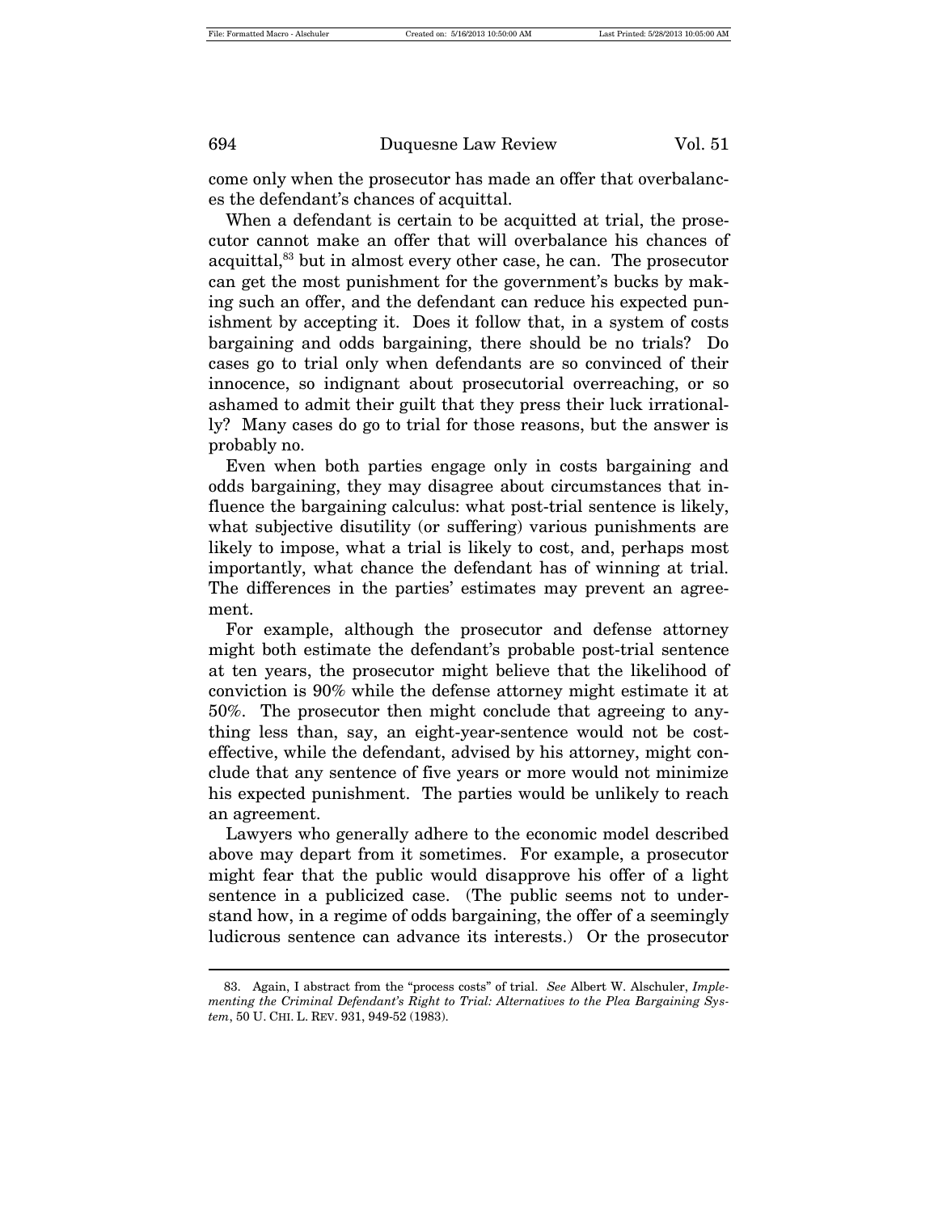come only when the prosecutor has made an offer that overbalances the defendant's chances of acquittal.

When a defendant is certain to be acquitted at trial, the prosecutor cannot make an offer that will overbalance his chances of acquittal,[83] but in almost every other case, he can. The prosecutor can get the most punishment for the government's bucks by making such an offer, and the defendant can reduce his expected punishment by accepting it. Does it follow that, in a system of costs bargaining and odds bargaining, there should be no trials? Do cases go to trial only when defendants are so convinced of their innocence, so indignant about prosecutorial overreaching, or so ashamed to admit their guilt that they press their luck irrationally? Many cases do go to trial for those reasons, but the answer is probably no.

Even when both parties engage only in costs bargaining and odds bargaining, they may disagree about circumstances that influence the bargaining calculus: what post-trial sentence is likely, what subjective disutility (or suffering) various punishments are likely to impose, what a trial is likely to cost, and, perhaps most importantly, what chance the defendant has of winning at trial. The differences in the parties' estimates may prevent an agreement.

For example, although the prosecutor and defense attorney might both estimate the defendant's probable post-trial sentence at ten years, the prosecutor might believe that the likelihood of conviction is 90% while the defense attorney might estimate it at 50%. The prosecutor then might conclude that agreeing to anything less than, say, an eight-year-sentence would not be cost-effective, while the defendant, advised by his attorney, might conclude that any sentence of five years or more would not minimize his expected punishment. The parties would be unlikely to reach an agreement.

Lawyers who generally adhere to the economic model described above may depart from it sometimes. For example, a prosecutor might fear that the public would disapprove his offer of a light sentence in a publicized case. (The public seems not to understand how, in a regime of odds bargaining, the offer of a seemingly ludicrous sentence can advance its interests.) Or the prosecutor

---

83. Again, I abstract from the "process costs" of trial. *See* Albert W. Alschuler, *Implementing the Criminal Defendant's Right to Trial: Alternatives to the Plea Bargaining System*, 50 U. CHI. L. REV. 931, 949-52 (1983).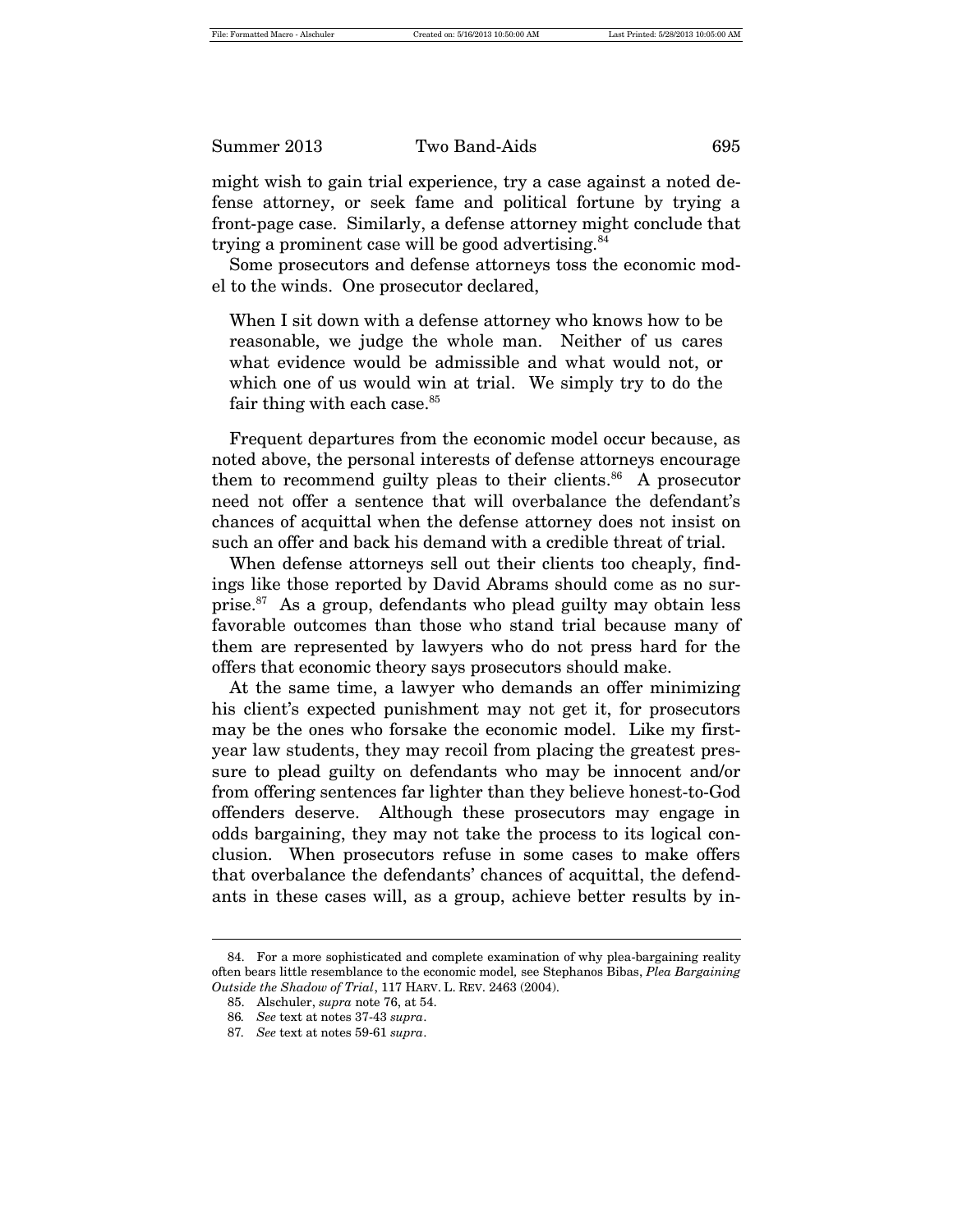might wish to gain trial experience, try a case against a noted defense attorney, or seek fame and political fortune by trying a front-page case. Similarly, a defense attorney might conclude that trying a prominent case will be good advertising.[84]

Some prosecutors and defense attorneys toss the economic model to the winds. One prosecutor declared,

> When I sit down with a defense attorney who knows how to be reasonable, we judge the whole man. Neither of us cares what evidence would be admissible and what would not, or which one of us would win at trial. We simply try to do the fair thing with each case.[85]

Frequent departures from the economic model occur because, as noted above, the personal interests of defense attorneys encourage them to recommend guilty pleas to their clients.[86] A prosecutor need not offer a sentence that will overbalance the defendant's chances of acquittal when the defense attorney does not insist on such an offer and back his demand with a credible threat of trial.

When defense attorneys sell out their clients too cheaply, findings like those reported by David Abrams should come as no surprise.[87] As a group, defendants who plead guilty may obtain less favorable outcomes than those who stand trial because many of them are represented by lawyers who do not press hard for the offers that economic theory says prosecutors should make.

At the same time, a lawyer who demands an offer minimizing his client's expected punishment may not get it, for prosecutors may be the ones who forsake the economic model. Like my first-year law students, they may recoil from placing the greatest pressure to plead guilty on defendants who may be innocent and/or from offering sentences far lighter than they believe honest-to-God offenders deserve. Although these prosecutors may engage in odds bargaining, they may not take the process to its logical conclusion. When prosecutors refuse in some cases to make offers that overbalance the defendants' chances of acquittal, the defendants in these cases will, as a group, achieve better results by in-

---

84. For a more sophisticated and complete examination of why plea-bargaining reality often bears little resemblance to the economic model, see Stephanos Bibas, *Plea Bargaining Outside the Shadow of Trial*, 117 HARV. L. REV. 2463 (2004).

85. Alschuler, *supra* note 76, at 54.

86. *See* text at notes 37-43 *supra*.

87. *See* text at notes 59-61 *supra*.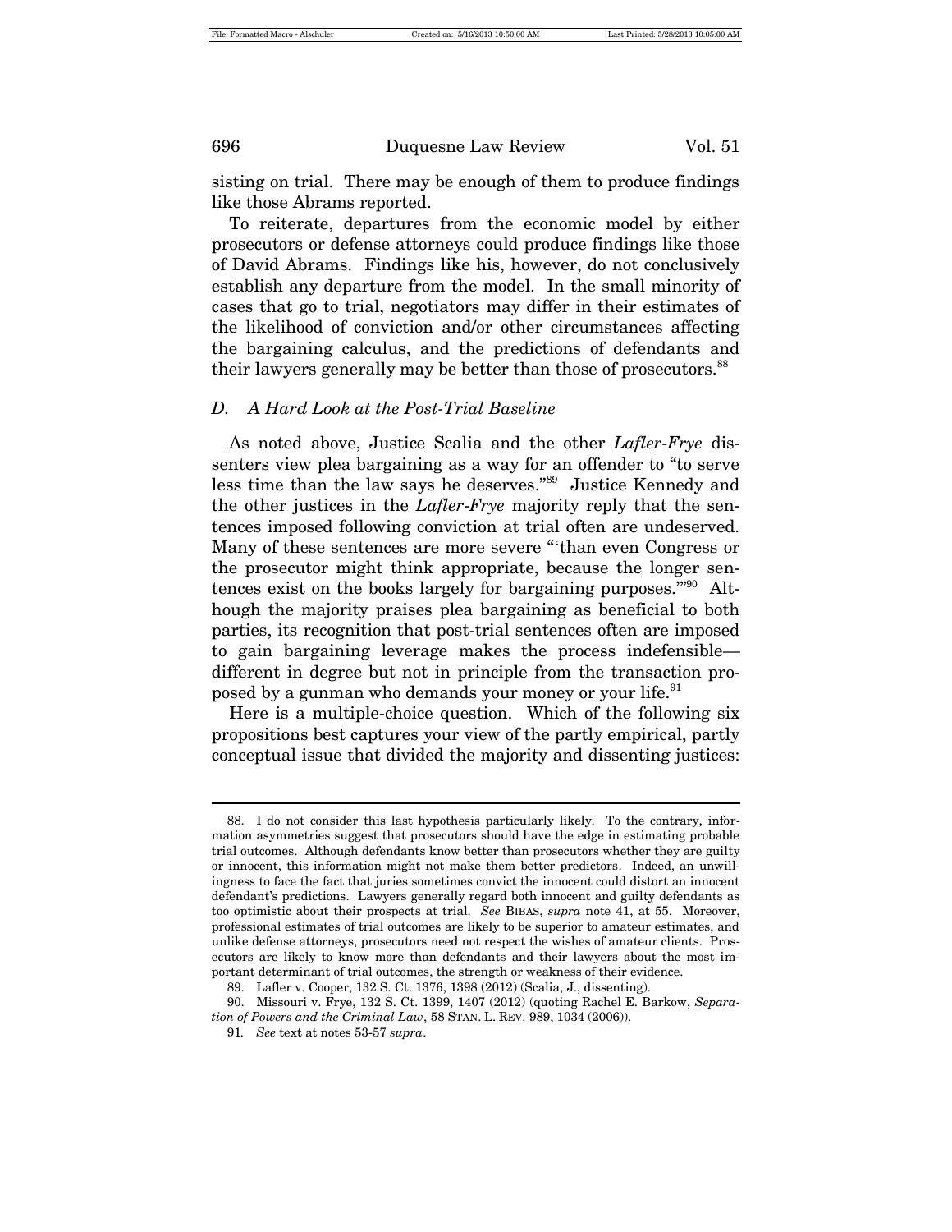sisting on trial. There may be enough of them to produce findings like those Abrams reported.

To reiterate, departures from the economic model by either prosecutors or defense attorneys could produce findings like those of David Abrams. Findings like his, however, do not conclusively establish any departure from the model. In the small minority of cases that go to trial, negotiators may differ in their estimates of the likelihood of conviction and/or other circumstances affecting the bargaining calculus, and the predictions of defendants and their lawyers generally may be better than those of prosecutors.[88]

### *D. A Hard Look at the Post-Trial Baseline*

As noted above, Justice Scalia and the other *Lafler-Frye* dissenters view plea bargaining as a way for an offender to "to serve less time than the law says he deserves."[89] Justice Kennedy and the other justices in the *Lafler-Frye* majority reply that the sentences imposed following conviction at trial often are undeserved. Many of these sentences are more severe "'than even Congress or the prosecutor might think appropriate, because the longer sentences exist on the books largely for bargaining purposes.'"[90] Although the majority praises plea bargaining as beneficial to both parties, its recognition that post-trial sentences often are imposed to gain bargaining leverage makes the process indefensible—different in degree but not in principle from the transaction proposed by a gunman who demands your money or your life.[91]

Here is a multiple-choice question. Which of the following six propositions best captures your view of the partly empirical, partly conceptual issue that divided the majority and dissenting justices:

---

88. I do not consider this last hypothesis particularly likely. To the contrary, information asymmetries suggest that prosecutors should have the edge in estimating probable trial outcomes. Although defendants know better than prosecutors whether they are guilty or innocent, this information might not make them better predictors. Indeed, an unwillingness to face the fact that juries sometimes convict the innocent could distort an innocent defendant's predictions. Lawyers generally regard both innocent and guilty defendants as too optimistic about their prospects at trial. *See* BIBAS, *supra* note 41, at 55. Moreover, professional estimates of trial outcomes are likely to be superior to amateur estimates, and unlike defense attorneys, prosecutors need not respect the wishes of amateur clients. Prosecutors are likely to know more than defendants and their lawyers about the most important determinant of trial outcomes, the strength or weakness of their evidence.

89. Lafler v. Cooper, 132 S. Ct. 1376, 1398 (2012) (Scalia, J., dissenting).

90. Missouri v. Frye, 132 S. Ct. 1399, 1407 (2012) (quoting Rachel E. Barkow, *Separation of Powers and the Criminal Law*, 58 STAN. L. REV. 989, 1034 (2006)).

91. *See* text at notes 53-57 *supra*.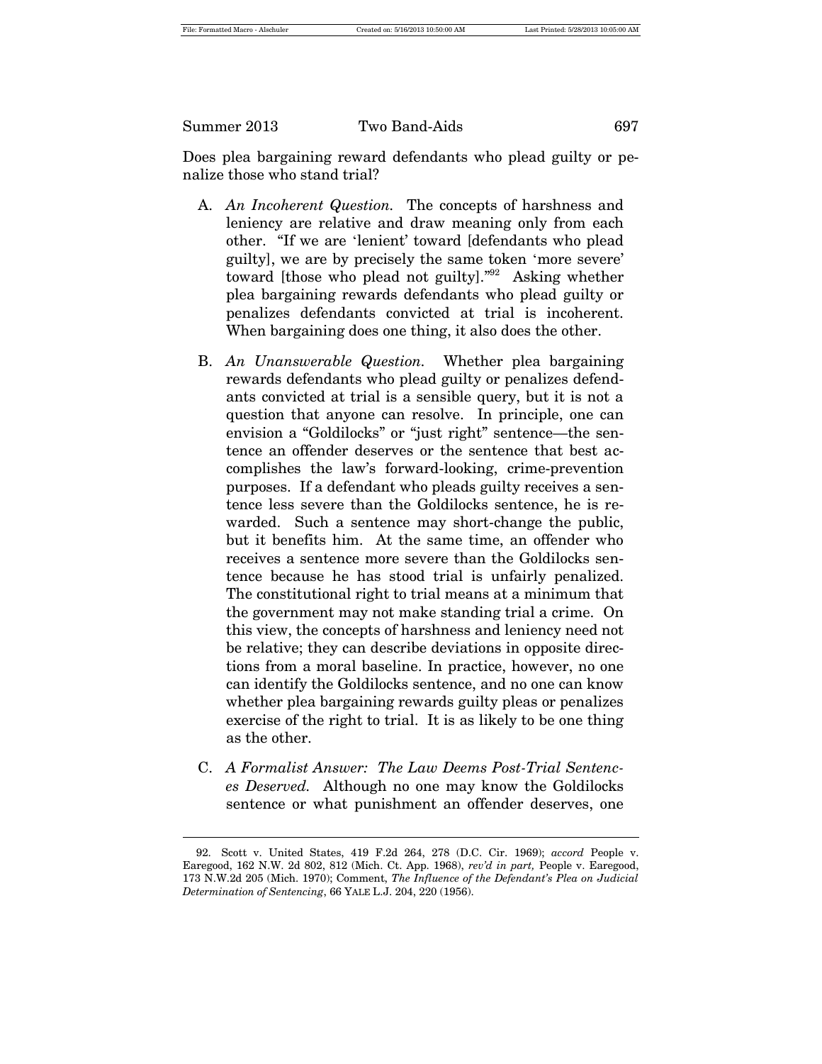Does plea bargaining reward defendants who plead guilty or penalize those who stand trial?

A. *An Incoherent Question.* The concepts of harshness and leniency are relative and draw meaning only from each other. "If we are 'lenient' toward [defendants who plead guilty], we are by precisely the same token 'more severe' toward [those who plead not guilty]."[92] Asking whether plea bargaining rewards defendants who plead guilty or penalizes defendants convicted at trial is incoherent. When bargaining does one thing, it also does the other.

B. *An Unanswerable Question.* Whether plea bargaining rewards defendants who plead guilty or penalizes defendants convicted at trial is a sensible query, but it is not a question that anyone can resolve. In principle, one can envision a "Goldilocks" or "just right" sentence—the sentence an offender deserves or the sentence that best accomplishes the law's forward-looking, crime-prevention purposes. If a defendant who pleads guilty receives a sentence less severe than the Goldilocks sentence, he is rewarded. Such a sentence may short-change the public, but it benefits him. At the same time, an offender who receives a sentence more severe than the Goldilocks sentence because he has stood trial is unfairly penalized. The constitutional right to trial means at a minimum that the government may not make standing trial a crime. On this view, the concepts of harshness and leniency need not be relative; they can describe deviations in opposite directions from a moral baseline. In practice, however, no one can identify the Goldilocks sentence, and no one can know whether plea bargaining rewards guilty pleas or penalizes exercise of the right to trial. It is as likely to be one thing as the other.

C. *A Formalist Answer: The Law Deems Post-Trial Sentences Deserved.* Although no one may know the Goldilocks sentence or what punishment an offender deserves, one

---

92. Scott v. United States, 419 F.2d 264, 278 (D.C. Cir. 1969); *accord* People v. Earegood, 162 N.W. 2d 802, 812 (Mich. Ct. App. 1968), *rev'd in part,* People v. Earegood, 173 N.W.2d 205 (Mich. 1970); Comment, *The Influence of the Defendant's Plea on Judicial Determination of Sentencing*, 66 YALE L.J. 204, 220 (1956).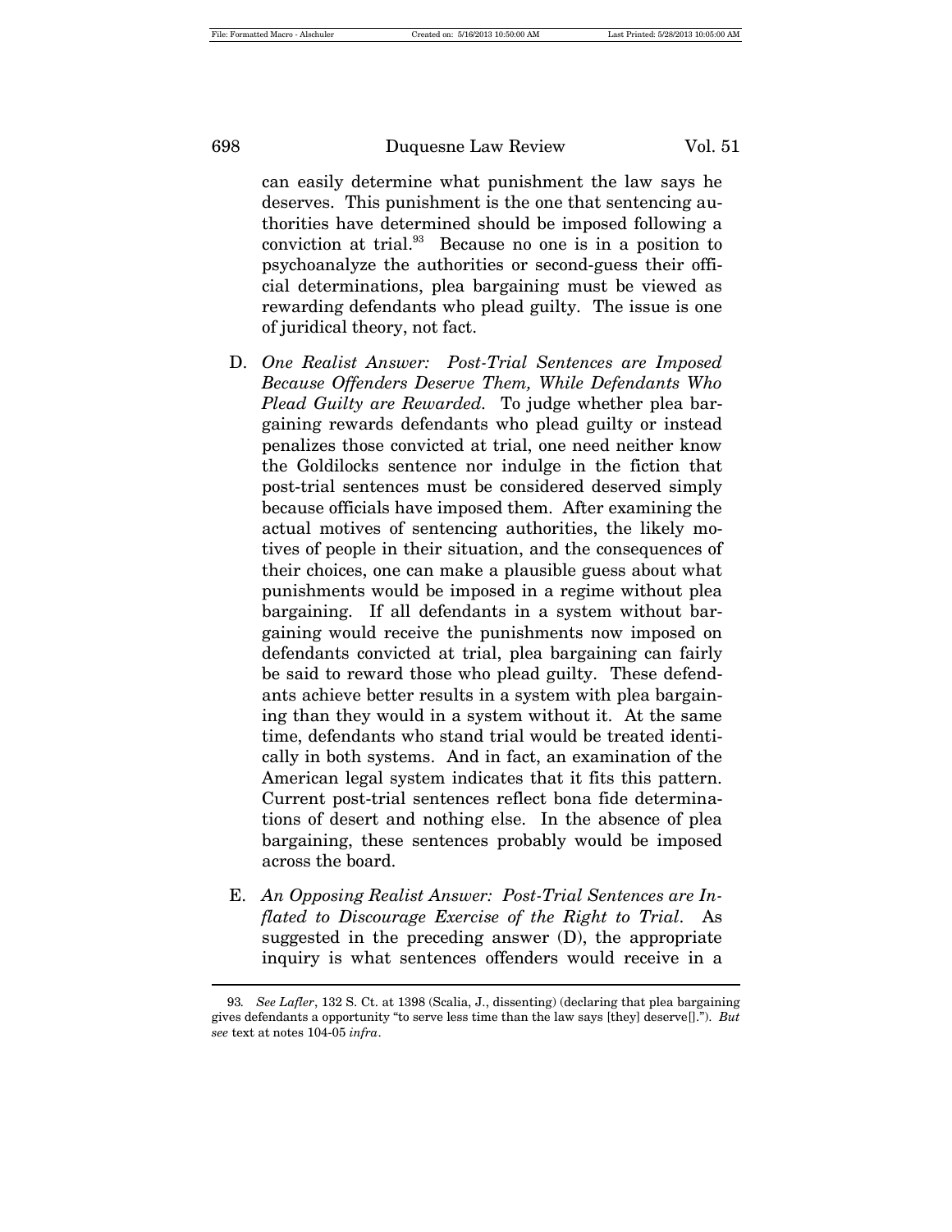can easily determine what punishment the law says he deserves. This punishment is the one that sentencing authorities have determined should be imposed following a conviction at trial.[93] Because no one is in a position to psychoanalyze the authorities or second-guess their official determinations, plea bargaining must be viewed as rewarding defendants who plead guilty. The issue is one of juridical theory, not fact.

D. *One Realist Answer: Post-Trial Sentences are Imposed Because Offenders Deserve Them, While Defendants Who Plead Guilty are Rewarded.* To judge whether plea bargaining rewards defendants who plead guilty or instead penalizes those convicted at trial, one need neither know the Goldilocks sentence nor indulge in the fiction that post-trial sentences must be considered deserved simply because officials have imposed them. After examining the actual motives of sentencing authorities, the likely motives of people in their situation, and the consequences of their choices, one can make a plausible guess about what punishments would be imposed in a regime without plea bargaining. If all defendants in a system without bargaining would receive the punishments now imposed on defendants convicted at trial, plea bargaining can fairly be said to reward those who plead guilty. These defendants achieve better results in a system with plea bargaining than they would in a system without it. At the same time, defendants who stand trial would be treated identically in both systems. And in fact, an examination of the American legal system indicates that it fits this pattern. Current post-trial sentences reflect bona fide determinations of desert and nothing else. In the absence of plea bargaining, these sentences probably would be imposed across the board.

E. *An Opposing Realist Answer: Post-Trial Sentences are Inflated to Discourage Exercise of the Right to Trial.* As suggested in the preceding answer (D), the appropriate inquiry is what sentences offenders would receive in a

---

93. *See Lafler*, 132 S. Ct. at 1398 (Scalia, J., dissenting) (declaring that plea bargaining gives defendants a opportunity "to serve less time than the law says [they] deserve[]."). *But see* text at notes 104-05 *infra*.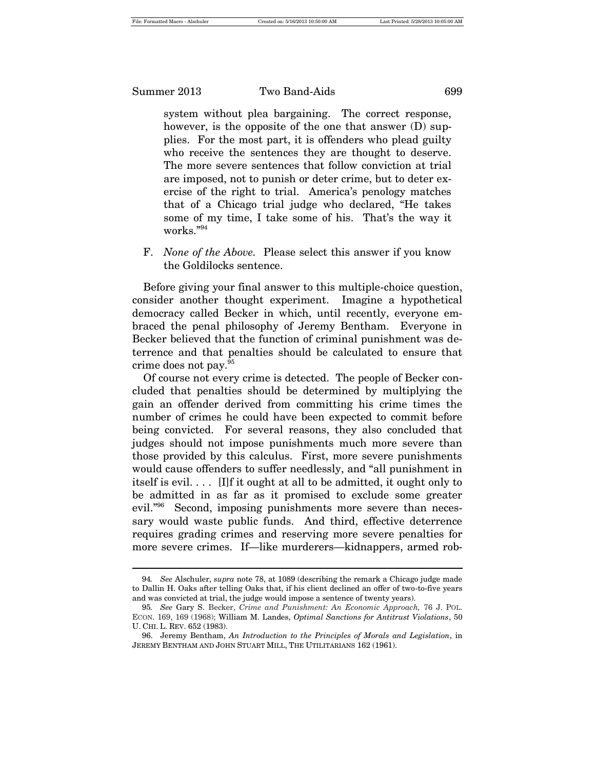system without plea bargaining. The correct response, however, is the opposite of the one that answer (D) supplies. For the most part, it is offenders who plead guilty who receive the sentences they are thought to deserve. The more severe sentences that follow conviction at trial are imposed, not to punish or deter crime, but to deter exercise of the right to trial. America's penology matches that of a Chicago trial judge who declared, "He takes some of my time, I take some of his. That's the way it works."[94]

F. *None of the Above.* Please select this answer if you know the Goldilocks sentence.

Before giving your final answer to this multiple-choice question, consider another thought experiment. Imagine a hypothetical democracy called Becker in which, until recently, everyone embraced the penal philosophy of Jeremy Bentham. Everyone in Becker believed that the function of criminal punishment was deterrence and that penalties should be calculated to ensure that crime does not pay.[95]

Of course not every crime is detected. The people of Becker concluded that penalties should be determined by multiplying the gain an offender derived from committing his crime times the number of crimes he could have been expected to commit before being convicted. For several reasons, they also concluded that judges should not impose punishments much more severe than those provided by this calculus. First, more severe punishments would cause offenders to suffer needlessly, and "all punishment in itself is evil. . . . [I]f it ought at all to be admitted, it ought only to be admitted in as far as it promised to exclude some greater evil."[96] Second, imposing punishments more severe than necessary would waste public funds. And third, effective deterrence requires grading crimes and reserving more severe penalties for more severe crimes. If—like murderers—kidnappers, armed rob-

---

94. *See* Alschuler, *supra* note 78, at 1089 (describing the remark a Chicago judge made to Dallin H. Oaks after telling Oaks that, if his client declined an offer of two-to-five years and was convicted at trial, the judge would impose a sentence of twenty years).

95. *See* Gary S. Becker, *Crime and Punishment: An Economic Approach,* 76 J. POL. ECON. 169, 169 (1968); William M. Landes, *Optimal Sanctions for Antitrust Violations*, 50 U. CHI. L. REV. 652 (1983).

96. Jeremy Bentham, *An Introduction to the Principles of Morals and Legislation*, in JEREMY BENTHAM AND JOHN STUART MILL, THE UTILITARIANS 162 (1961).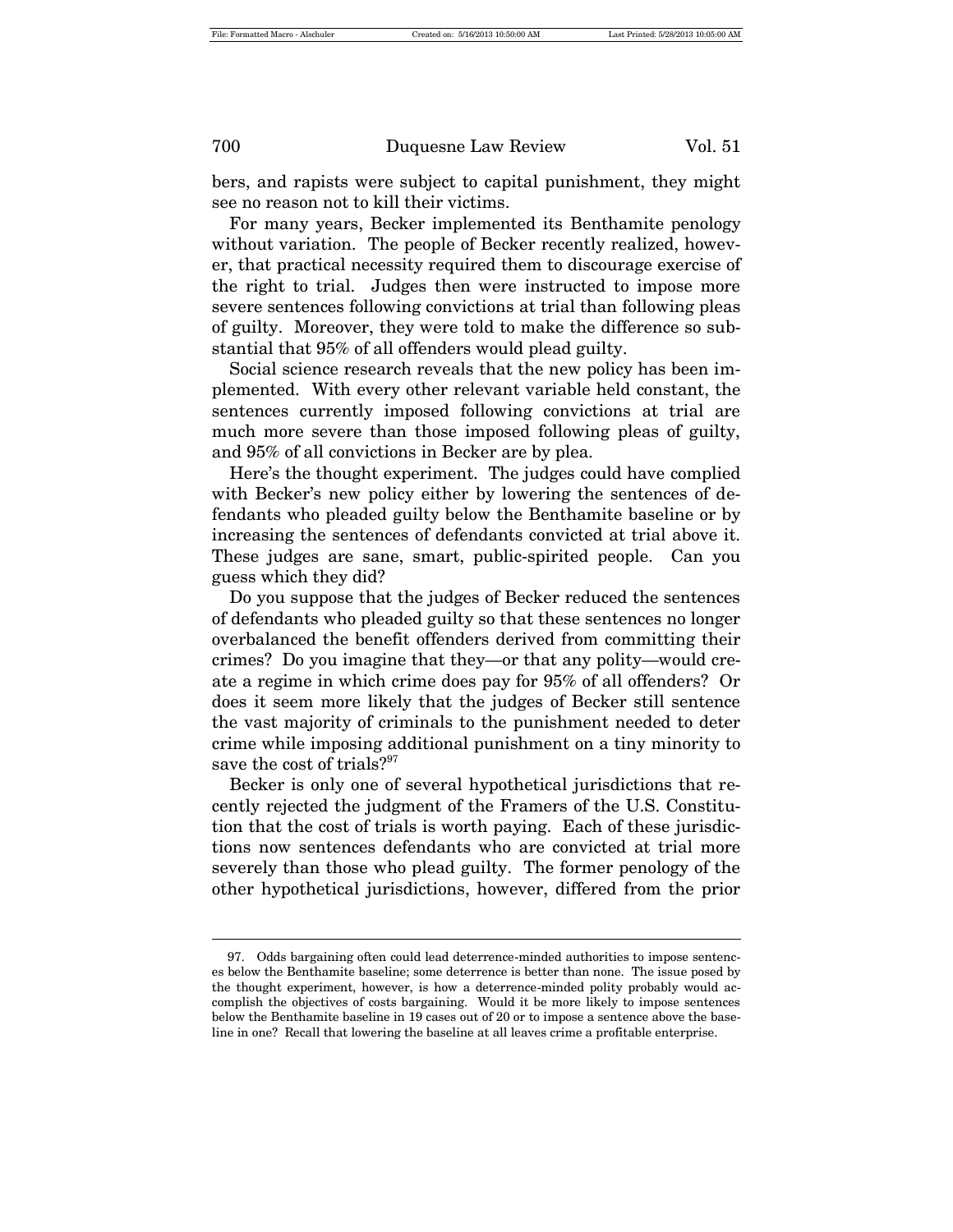bers, and rapists were subject to capital punishment, they might see no reason not to kill their victims.

For many years, Becker implemented its Benthamite penology without variation. The people of Becker recently realized, however, that practical necessity required them to discourage exercise of the right to trial. Judges then were instructed to impose more severe sentences following convictions at trial than following pleas of guilty. Moreover, they were told to make the difference so substantial that 95% of all offenders would plead guilty.

Social science research reveals that the new policy has been implemented. With every other relevant variable held constant, the sentences currently imposed following convictions at trial are much more severe than those imposed following pleas of guilty, and 95% of all convictions in Becker are by plea.

Here's the thought experiment. The judges could have complied with Becker's new policy either by lowering the sentences of defendants who pleaded guilty below the Benthamite baseline or by increasing the sentences of defendants convicted at trial above it. These judges are sane, smart, public-spirited people. Can you guess which they did?

Do you suppose that the judges of Becker reduced the sentences of defendants who pleaded guilty so that these sentences no longer overbalanced the benefit offenders derived from committing their crimes? Do you imagine that they—or that any polity—would create a regime in which crime does pay for 95% of all offenders? Or does it seem more likely that the judges of Becker still sentence the vast majority of criminals to the punishment needed to deter crime while imposing additional punishment on a tiny minority to save the cost of trials?[97]

Becker is only one of several hypothetical jurisdictions that recently rejected the judgment of the Framers of the U.S. Constitution that the cost of trials is worth paying. Each of these jurisdictions now sentences defendants who are convicted at trial more severely than those who plead guilty. The former penology of the other hypothetical jurisdictions, however, differed from the prior

---

97. Odds bargaining often could lead deterrence-minded authorities to impose sentences below the Benthamite baseline; some deterrence is better than none. The issue posed by the thought experiment, however, is how a deterrence-minded polity probably would accomplish the objectives of costs bargaining. Would it be more likely to impose sentences below the Benthamite baseline in 19 cases out of 20 or to impose a sentence above the baseline in one? Recall that lowering the baseline at all leaves crime a profitable enterprise.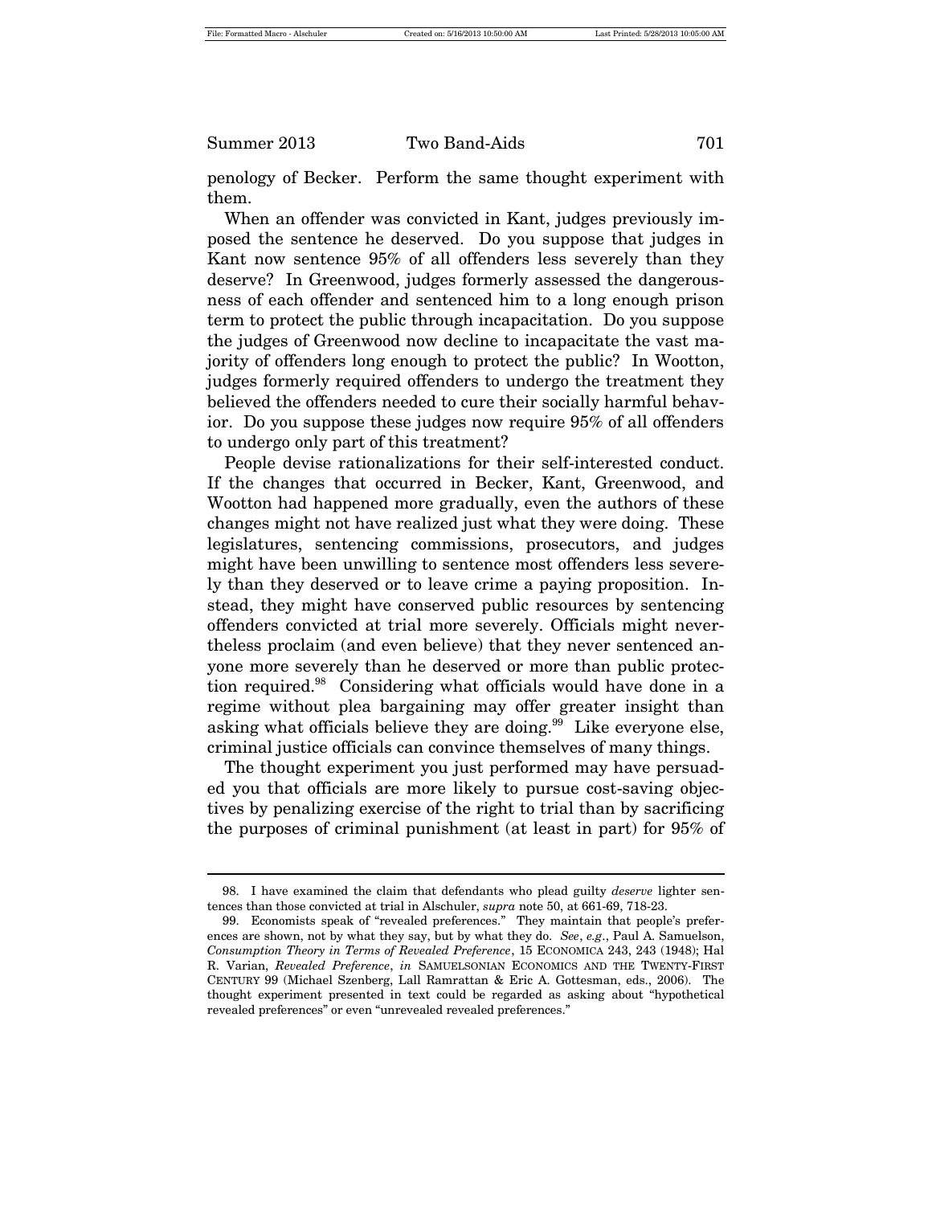penology of Becker. Perform the same thought experiment with them.

When an offender was convicted in Kant, judges previously imposed the sentence he deserved. Do you suppose that judges in Kant now sentence 95% of all offenders less severely than they deserve? In Greenwood, judges formerly assessed the dangerousness of each offender and sentenced him to a long enough prison term to protect the public through incapacitation. Do you suppose the judges of Greenwood now decline to incapacitate the vast majority of offenders long enough to protect the public? In Wootton, judges formerly required offenders to undergo the treatment they believed the offenders needed to cure their socially harmful behavior. Do you suppose these judges now require 95% of all offenders to undergo only part of this treatment?

People devise rationalizations for their self-interested conduct. If the changes that occurred in Becker, Kant, Greenwood, and Wootton had happened more gradually, even the authors of these changes might not have realized just what they were doing. These legislatures, sentencing commissions, prosecutors, and judges might have been unwilling to sentence most offenders less severely than they deserved or to leave crime a paying proposition. Instead, they might have conserved public resources by sentencing offenders convicted at trial more severely. Officials might nevertheless proclaim (and even believe) that they never sentenced anyone more severely than he deserved or more than public protection required.[98] Considering what officials would have done in a regime without plea bargaining may offer greater insight than asking what officials believe they are doing.[99] Like everyone else, criminal justice officials can convince themselves of many things.

The thought experiment you just performed may have persuaded you that officials are more likely to pursue cost-saving objectives by penalizing exercise of the right to trial than by sacrificing the purposes of criminal punishment (at least in part) for 95% of

---

98. I have examined the claim that defendants who plead guilty *deserve* lighter sentences than those convicted at trial in Alschuler, *supra* note 50, at 661-69, 718-23.

99. Economists speak of "revealed preferences." They maintain that people's preferences are shown, not by what they say, but by what they do. *See*, *e.g.*, Paul A. Samuelson, *Consumption Theory in Terms of Revealed Preference*, 15 ECONOMICA 243, 243 (1948); Hal R. Varian, *Revealed Preference*, *in* SAMUELSONIAN ECONOMICS AND THE TWENTY-FIRST CENTURY 99 (Michael Szenberg, Lall Ramrattan & Eric A. Gottesman, eds., 2006). The thought experiment presented in text could be regarded as asking about "hypothetical revealed preferences" or even "unrevealed revealed preferences."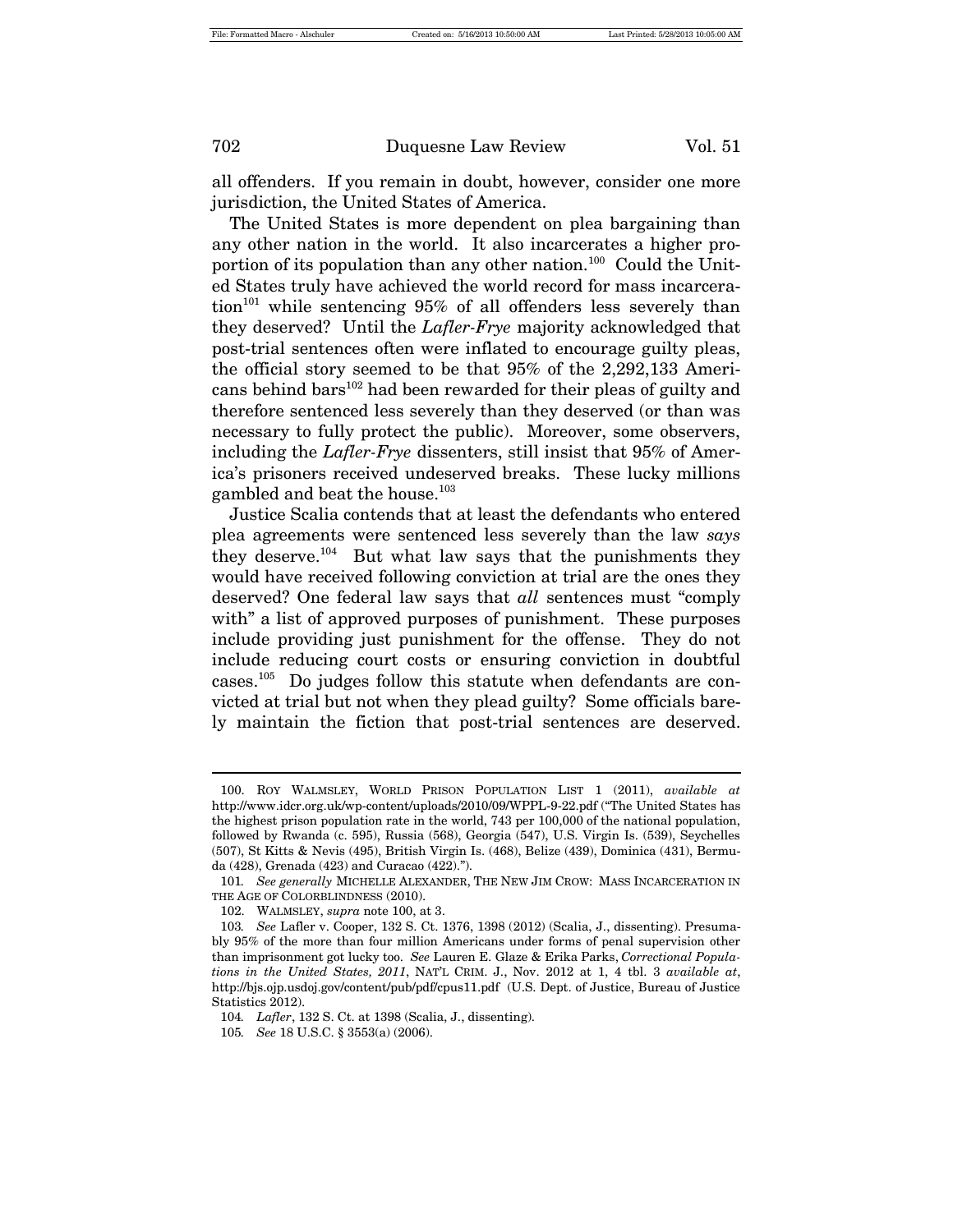all offenders. If you remain in doubt, however, consider one more jurisdiction, the United States of America.

The United States is more dependent on plea bargaining than any other nation in the world. It also incarcerates a higher proportion of its population than any other nation.[100] Could the United States truly have achieved the world record for mass incarceration[101] while sentencing 95% of all offenders less severely than they deserved? Until the *Lafler-Frye* majority acknowledged that post-trial sentences often were inflated to encourage guilty pleas, the official story seemed to be that 95% of the 2,292,133 Americans behind bars[102] had been rewarded for their pleas of guilty and therefore sentenced less severely than they deserved (or than was necessary to fully protect the public). Moreover, some observers, including the *Lafler-Frye* dissenters, still insist that 95% of America's prisoners received undeserved breaks. These lucky millions gambled and beat the house.[103]

Justice Scalia contends that at least the defendants who entered plea agreements were sentenced less severely than the law *says* they deserve.[104] But what law says that the punishments they would have received following conviction at trial are the ones they deserved? One federal law says that *all* sentences must "comply with" a list of approved purposes of punishment. These purposes include providing just punishment for the offense. They do not include reducing court costs or ensuring conviction in doubtful cases.[105] Do judges follow this statute when defendants are convicted at trial but not when they plead guilty? Some officials barely maintain the fiction that post-trial sentences are deserved.

---

100. ROY WALMSLEY, WORLD PRISON POPULATION LIST 1 (2011), *available at* http://www.idcr.org.uk/wp-content/uploads/2010/09/WPPL-9-22.pdf ("The United States has the highest prison population rate in the world, 743 per 100,000 of the national population, followed by Rwanda (c. 595), Russia (568), Georgia (547), U.S. Virgin Is. (539), Seychelles (507), St Kitts & Nevis (495), British Virgin Is. (468), Belize (439), Dominica (431), Bermuda (428), Grenada (423) and Curacao (422).").

101. *See generally* MICHELLE ALEXANDER, THE NEW JIM CROW: MASS INCARCERATION IN THE AGE OF COLORBLINDNESS (2010).

102. WALMSLEY, *supra* note 100, at 3.

103. *See* Lafler v. Cooper, 132 S. Ct. 1376, 1398 (2012) (Scalia, J., dissenting). Presumably 95% of the more than four million Americans under forms of penal supervision other than imprisonment got lucky too. *See* Lauren E. Glaze & Erika Parks, *Correctional Populations in the United States, 2011*, NAT'L CRIM. J., Nov. 2012 at 1, 4 tbl. 3 *available at*, http://bjs.ojp.usdoj.gov/content/pub/pdf/cpus11.pdf (U.S. Dept. of Justice, Bureau of Justice Statistics 2012).

104. *Lafler*, 132 S. Ct. at 1398 (Scalia, J., dissenting).

105. *See* 18 U.S.C. § 3553(a) (2006).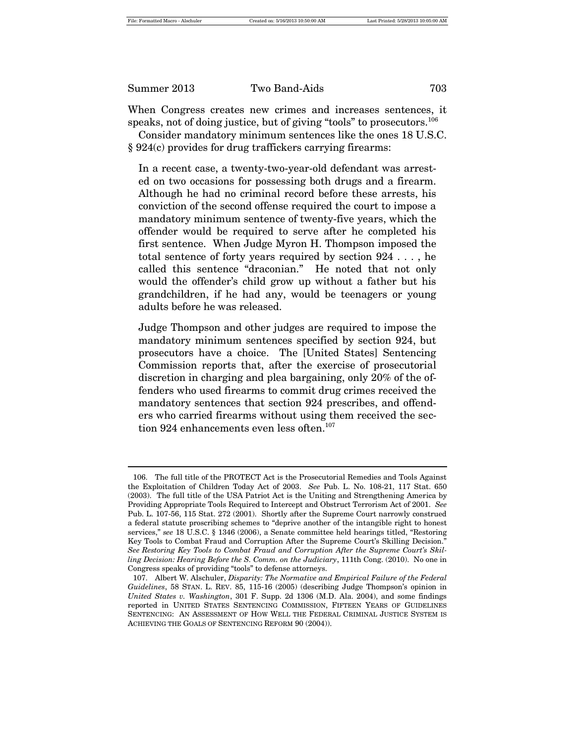When Congress creates new crimes and increases sentences, it speaks, not of doing justice, but of giving "tools" to prosecutors.[106]

Consider mandatory minimum sentences like the ones 18 U.S.C. § 924(c) provides for drug traffickers carrying firearms:

> In a recent case, a twenty-two-year-old defendant was arrested on two occasions for possessing both drugs and a firearm. Although he had no criminal record before these arrests, his conviction of the second offense required the court to impose a mandatory minimum sentence of twenty-five years, which the offender would be required to serve after he completed his first sentence. When Judge Myron H. Thompson imposed the total sentence of forty years required by section 924 . . . , he called this sentence "draconian." He noted that not only would the offender's child grow up without a father but his grandchildren, if he had any, would be teenagers or young adults before he was released.
>
> Judge Thompson and other judges are required to impose the mandatory minimum sentences specified by section 924, but prosecutors have a choice. The [United States] Sentencing Commission reports that, after the exercise of prosecutorial discretion in charging and plea bargaining, only 20% of the offenders who used firearms to commit drug crimes received the mandatory sentences that section 924 prescribes, and offenders who carried firearms without using them received the section 924 enhancements even less often.[107]

---

106. The full title of the PROTECT Act is the Prosecutorial Remedies and Tools Against the Exploitation of Children Today Act of 2003. *See* Pub. L. No. 108-21, 117 Stat. 650 (2003). The full title of the USA Patriot Act is the Uniting and Strengthening America by Providing Appropriate Tools Required to Intercept and Obstruct Terrorism Act of 2001. *See* Pub. L. 107-56, 115 Stat. 272 (2001). Shortly after the Supreme Court narrowly construed a federal statute proscribing schemes to "deprive another of the intangible right to honest services," *see* 18 U.S.C. § 1346 (2006), a Senate committee held hearings titled, "Restoring Key Tools to Combat Fraud and Corruption After the Supreme Court's Skilling Decision." *See Restoring Key Tools to Combat Fraud and Corruption After the Supreme Court's Skilling Decision: Hearing Before the S. Comm. on the Judiciary*, 111th Cong. (2010). No one in Congress speaks of providing "tools" to defense attorneys.

107. Albert W. Alschuler, *Disparity: The Normative and Empirical Failure of the Federal Guidelines*, 58 STAN. L. REV. 85, 115-16 (2005) (describing Judge Thompson's opinion in *United States v. Washington*, 301 F. Supp. 2d 1306 (M.D. Ala. 2004), and some findings reported in UNITED STATES SENTENCING COMMISSION, FIFTEEN YEARS OF GUIDELINES SENTENCING: AN ASSESSMENT OF HOW WELL THE FEDERAL CRIMINAL JUSTICE SYSTEM IS ACHIEVING THE GOALS OF SENTENCING REFORM 90 (2004)).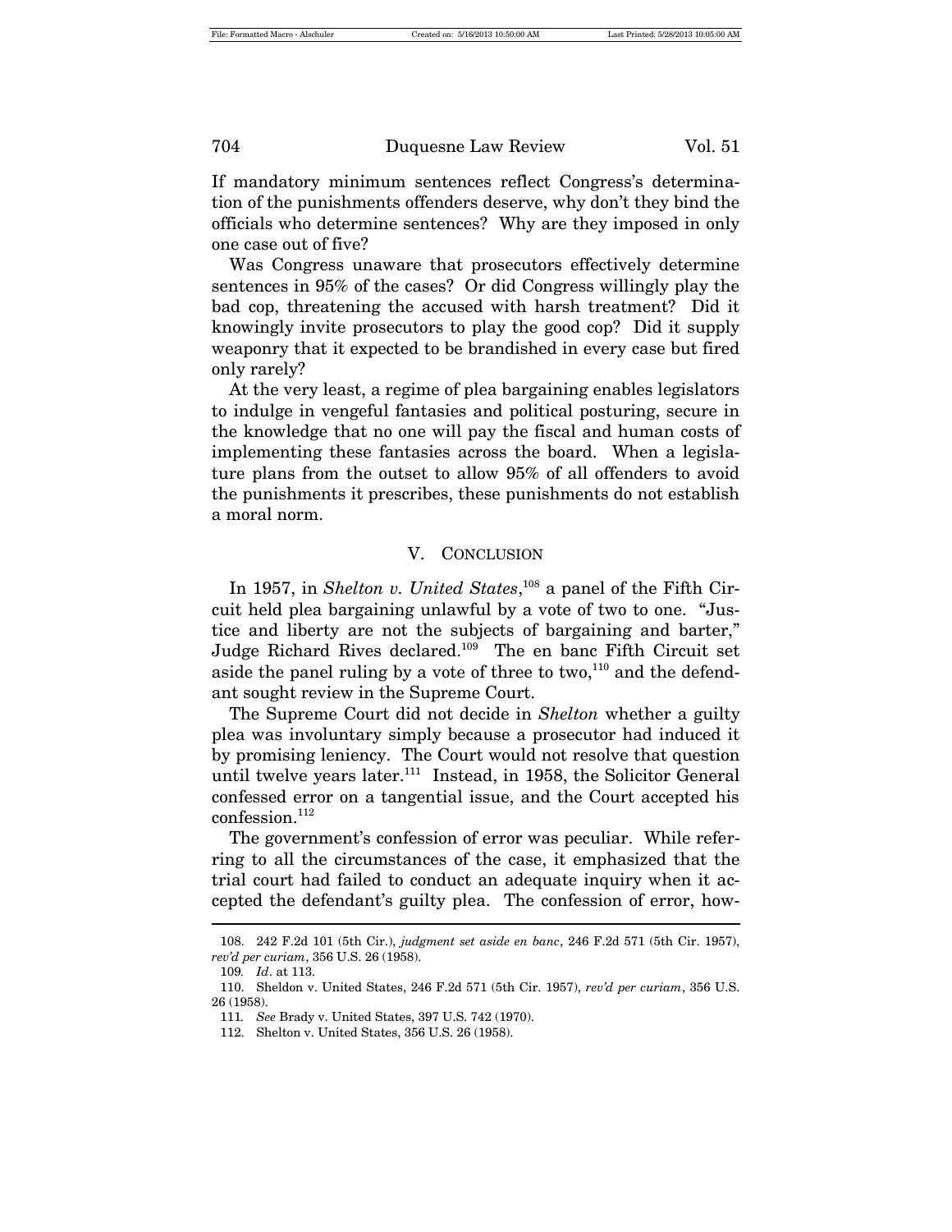If mandatory minimum sentences reflect Congress's determination of the punishments offenders deserve, why don't they bind the officials who determine sentences? Why are they imposed in only one case out of five?

Was Congress unaware that prosecutors effectively determine sentences in 95% of the cases? Or did Congress willingly play the bad cop, threatening the accused with harsh treatment? Did it knowingly invite prosecutors to play the good cop? Did it supply weaponry that it expected to be brandished in every case but fired only rarely?

At the very least, a regime of plea bargaining enables legislators to indulge in vengeful fantasies and political posturing, secure in the knowledge that no one will pay the fiscal and human costs of implementing these fantasies across the board. When a legislature plans from the outset to allow 95% of all offenders to avoid the punishments it prescribes, these punishments do not establish a moral norm.

## V. CONCLUSION

In 1957, in *Shelton v. United States*,[108] a panel of the Fifth Circuit held plea bargaining unlawful by a vote of two to one. "Justice and liberty are not the subjects of bargaining and barter," Judge Richard Rives declared.[109] The en banc Fifth Circuit set aside the panel ruling by a vote of three to two,[110] and the defendant sought review in the Supreme Court.

The Supreme Court did not decide in *Shelton* whether a guilty plea was involuntary simply because a prosecutor had induced it by promising leniency. The Court would not resolve that question until twelve years later.[111] Instead, in 1958, the Solicitor General confessed error on a tangential issue, and the Court accepted his confession.[112]

The government's confession of error was peculiar. While referring to all the circumstances of the case, it emphasized that the trial court had failed to conduct an adequate inquiry when it accepted the defendant's guilty plea. The confession of error, how-

---

108. 242 F.2d 101 (5th Cir.), *judgment set aside en banc*, 246 F.2d 571 (5th Cir. 1957), *rev'd per curiam*, 356 U.S. 26 (1958).

109. *Id*. at 113.

110. Sheldon v. United States, 246 F.2d 571 (5th Cir. 1957), *rev'd per curiam*, 356 U.S. 26 (1958).

111. *See* Brady v. United States, 397 U.S. 742 (1970).

112. Shelton v. United States, 356 U.S. 26 (1958).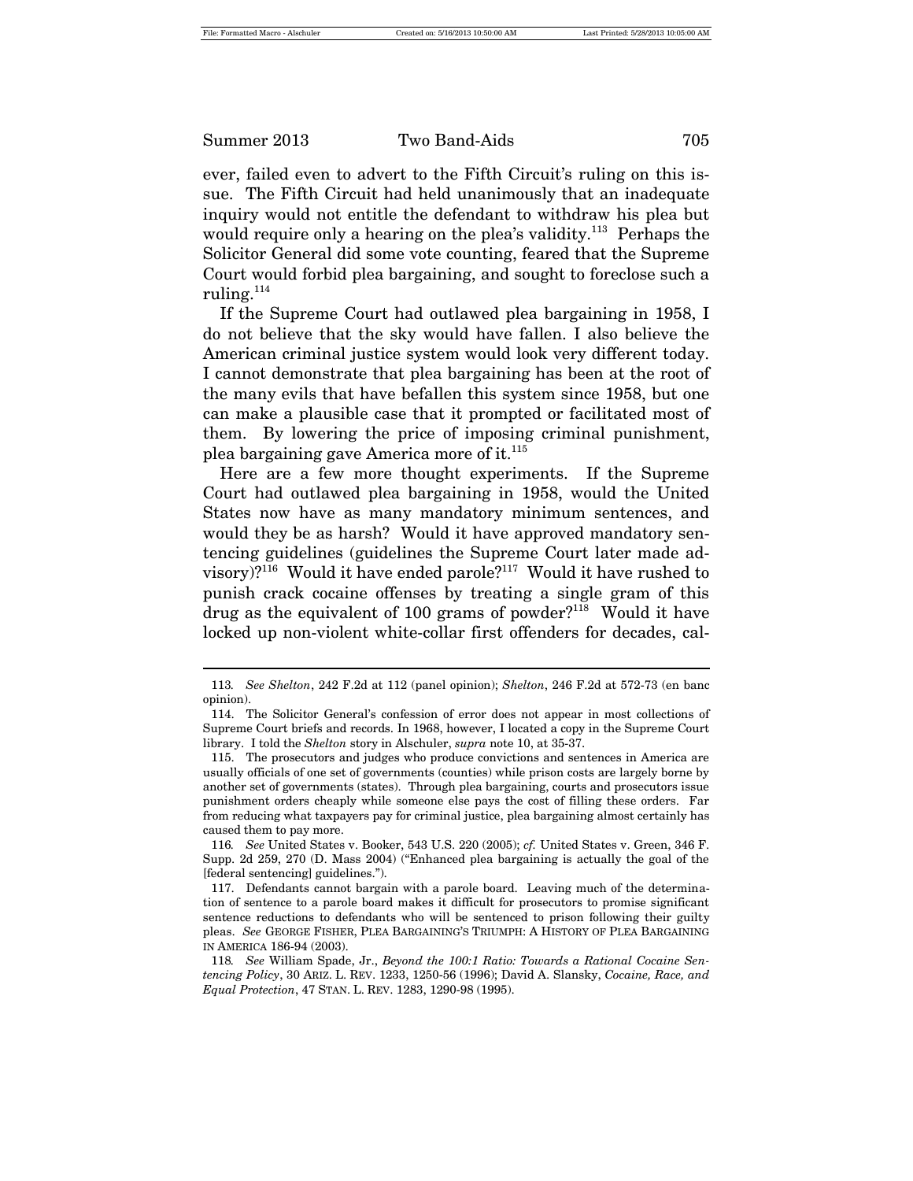ever, failed even to advert to the Fifth Circuit's ruling on this issue. The Fifth Circuit had held unanimously that an inadequate inquiry would not entitle the defendant to withdraw his plea but would require only a hearing on the plea's validity.[113] Perhaps the Solicitor General did some vote counting, feared that the Supreme Court would forbid plea bargaining, and sought to foreclose such a ruling.[114]

If the Supreme Court had outlawed plea bargaining in 1958, I do not believe that the sky would have fallen. I also believe the American criminal justice system would look very different today. I cannot demonstrate that plea bargaining has been at the root of the many evils that have befallen this system since 1958, but one can make a plausible case that it prompted or facilitated most of them. By lowering the price of imposing criminal punishment, plea bargaining gave America more of it.[115]

Here are a few more thought experiments. If the Supreme Court had outlawed plea bargaining in 1958, would the United States now have as many mandatory minimum sentences, and would they be as harsh? Would it have approved mandatory sentencing guidelines (guidelines the Supreme Court later made advisory)?[116] Would it have ended parole?[117] Would it have rushed to punish crack cocaine offenses by treating a single gram of this drug as the equivalent of 100 grams of powder?[118] Would it have locked up non-violent white-collar first offenders for decades, cal-

---

113. *See Shelton*, 242 F.2d at 112 (panel opinion); *Shelton*, 246 F.2d at 572-73 (en banc opinion).

114. The Solicitor General's confession of error does not appear in most collections of Supreme Court briefs and records. In 1968, however, I located a copy in the Supreme Court library. I told the *Shelton* story in Alschuler, *supra* note 10, at 35-37.

115. The prosecutors and judges who produce convictions and sentences in America are usually officials of one set of governments (counties) while prison costs are largely borne by another set of governments (states). Through plea bargaining, courts and prosecutors issue punishment orders cheaply while someone else pays the cost of filling these orders. Far from reducing what taxpayers pay for criminal justice, plea bargaining almost certainly has caused them to pay more.

116. *See* United States v. Booker, 543 U.S. 220 (2005); *cf.* United States v. Green, 346 F. Supp. 2d 259, 270 (D. Mass 2004) ("Enhanced plea bargaining is actually the goal of the [federal sentencing] guidelines.").

117. Defendants cannot bargain with a parole board. Leaving much of the determination of sentence to a parole board makes it difficult for prosecutors to promise significant sentence reductions to defendants who will be sentenced to prison following their guilty pleas. *See* GEORGE FISHER, PLEA BARGAINING'S TRIUMPH: A HISTORY OF PLEA BARGAINING IN AMERICA 186-94 (2003).

118. *See* William Spade, Jr., *Beyond the 100:1 Ratio: Towards a Rational Cocaine Sentencing Policy*, 30 ARIZ. L. REV. 1233, 1250-56 (1996); David A. Slansky, *Cocaine, Race, and Equal Protection*, 47 STAN. L. REV. 1283, 1290-98 (1995).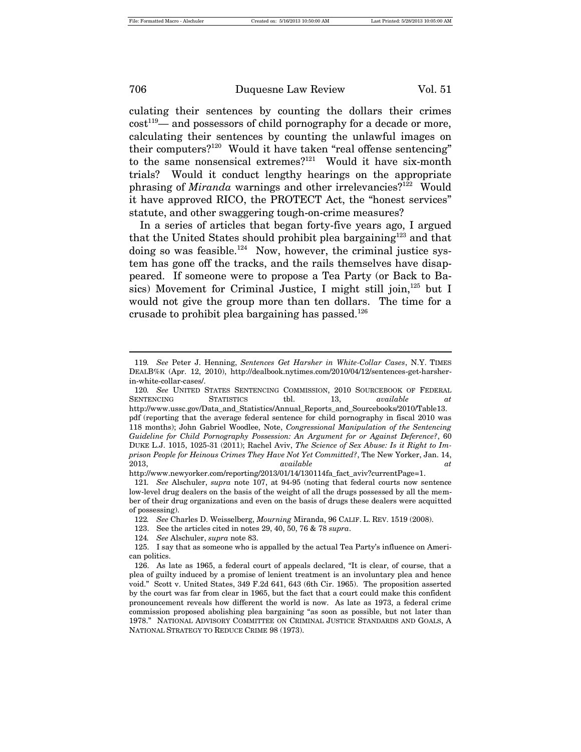culating their sentences by counting the dollars their crimes cost[119]— and possessors of child pornography for a decade or more, calculating their sentences by counting the unlawful images on their computers?[120] Would it have taken "real offense sentencing" to the same nonsensical extremes?[121] Would it have six-month trials? Would it conduct lengthy hearings on the appropriate phrasing of *Miranda* warnings and other irrelevancies?[122] Would it have approved RICO, the PROTECT Act, the "honest services" statute, and other swaggering tough-on-crime measures?

In a series of articles that began forty-five years ago, I argued that the United States should prohibit plea bargaining[123] and that doing so was feasible.[124] Now, however, the criminal justice system has gone off the tracks, and the rails themselves have disappeared. If someone were to propose a Tea Party (or Back to Basics) Movement for Criminal Justice, I might still join,[125] but I would not give the group more than ten dollars. The time for a crusade to prohibit plea bargaining has passed.[126]

---

119. *See* Peter J. Henning, *Sentences Get Harsher in White-Collar Cases*, N.Y. TIMES DEALB%K (Apr. 12, 2010), http://dealbook.nytimes.com/2010/04/12/sentences-get-harsher-in-white-collar-cases/.

120. *See* UNITED STATES SENTENCING COMMISSION, 2010 SOURCEBOOK OF FEDERAL SENTENCING STATISTICS tbl. 13, *available at* http://www.ussc.gov/Data_and_Statistics/Annual_Reports_and_Sourcebooks/2010/Table13.pdf (reporting that the average federal sentence for child pornography in fiscal 2010 was 118 months); John Gabriel Woodlee, Note, *Congressional Manipulation of the Sentencing Guideline for Child Pornography Possession: An Argument for or Against Deference?*, 60 DUKE L.J. 1015, 1025-31 (2011); Rachel Aviv, *The Science of Sex Abuse: Is it Right to Imprison People for Heinous Crimes They Have Not Yet Committed?*, The New Yorker, Jan. 14, 2013, *available at* http://www.newyorker.com/reporting/2013/01/14/130114fa_fact_aviv?currentPage=1.

121. *See* Alschuler, *supra* note 107, at 94-95 (noting that federal courts now sentence low-level drug dealers on the basis of the weight of all the drugs possessed by all the member of their drug organizations and even on the basis of drugs these dealers were acquitted of possessing).

122. *See* Charles D. Weisselberg, *Mourning* Miranda, 96 CALIF. L. REV. 1519 (2008).

123. See the articles cited in notes 29, 40, 50, 76 & 78 *supra*.

124. *See* Alschuler, *supra* note 83.

125. I say that as someone who is appalled by the actual Tea Party's influence on American politics.

126. As late as 1965, a federal court of appeals declared, "It is clear, of course, that a plea of guilty induced by a promise of lenient treatment is an involuntary plea and hence void." Scott v. United States, 349 F.2d 641, 643 (6th Cir. 1965). The proposition asserted by the court was far from clear in 1965, but the fact that a court could make this confident pronouncement reveals how different the world is now. As late as 1973, a federal crime commission proposed abolishing plea bargaining "as soon as possible, but not later than 1978." NATIONAL ADVISORY COMMITTEE ON CRIMINAL JUSTICE STANDARDS AND GOALS, A NATIONAL STRATEGY TO REDUCE CRIME 98 (1973).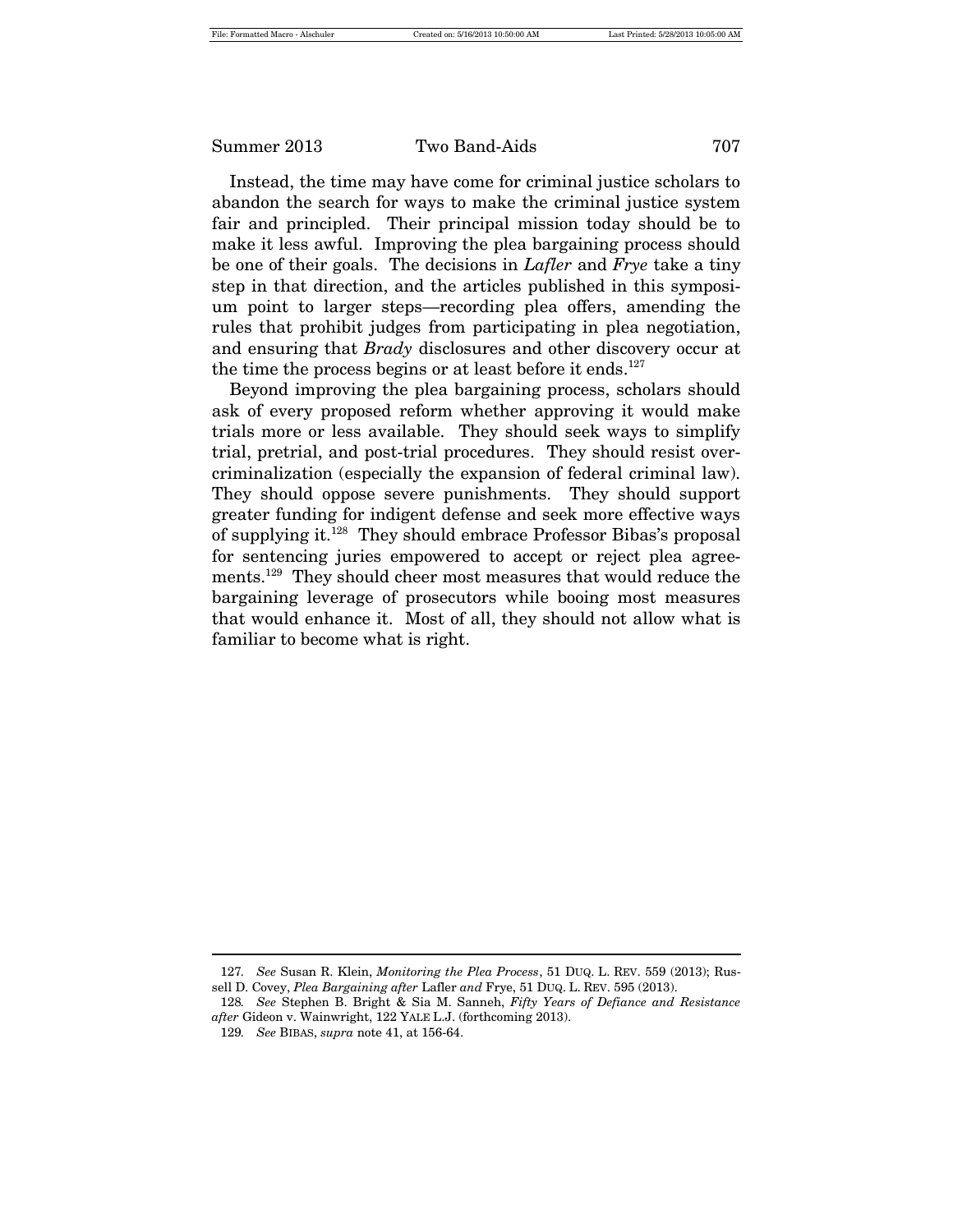Instead, the time may have come for criminal justice scholars to abandon the search for ways to make the criminal justice system fair and principled. Their principal mission today should be to make it less awful. Improving the plea bargaining process should be one of their goals. The decisions in *Lafler* and *Frye* take a tiny step in that direction, and the articles published in this symposium point to larger steps—recording plea offers, amending the rules that prohibit judges from participating in plea negotiation, and ensuring that *Brady* disclosures and other discovery occur at the time the process begins or at least before it ends.[127]

Beyond improving the plea bargaining process, scholars should ask of every proposed reform whether approving it would make trials more or less available. They should seek ways to simplify trial, pretrial, and post-trial procedures. They should resist overcriminalization (especially the expansion of federal criminal law). They should oppose severe punishments. They should support greater funding for indigent defense and seek more effective ways of supplying it.[128] They should embrace Professor Bibas's proposal for sentencing juries empowered to accept or reject plea agreements.[129] They should cheer most measures that would reduce the bargaining leverage of prosecutors while booing most measures that would enhance it. Most of all, they should not allow what is familiar to become what is right.

---

127. *See* Susan R. Klein, *Monitoring the Plea Process*, 51 DUQ. L. REV. 559 (2013); Russell D. Covey, *Plea Bargaining after* Lafler *and* Frye, 51 DUQ. L. REV. 595 (2013).

128. *See* Stephen B. Bright & Sia M. Sanneh, *Fifty Years of Defiance and Resistance after* Gideon v. Wainwright, 122 YALE L.J. (forthcoming 2013).

129. *See* BIBAS, *supra* note 41, at 156-64.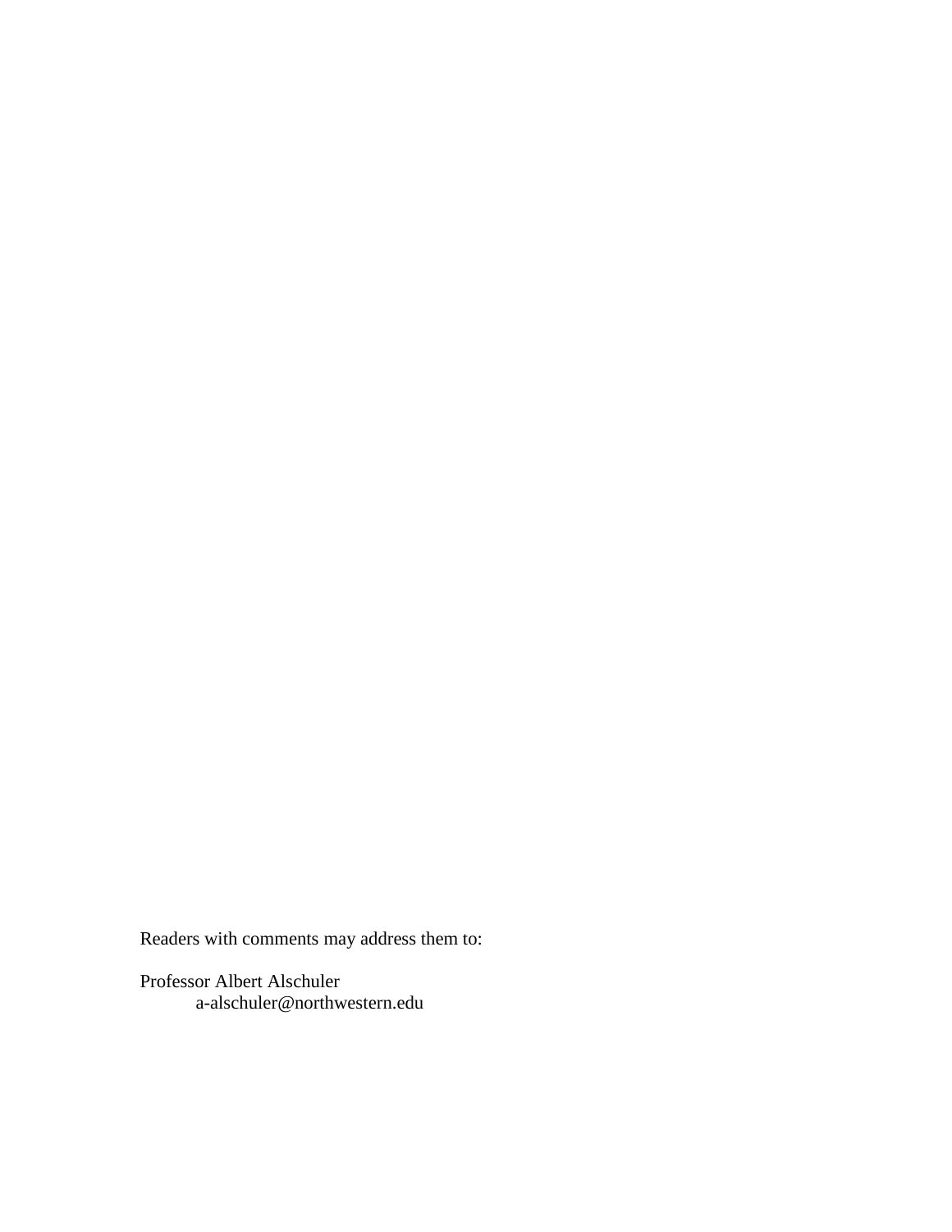Readers with comments may address them to:

Professor Albert Alschuler
a-alschuler@northwestern.edu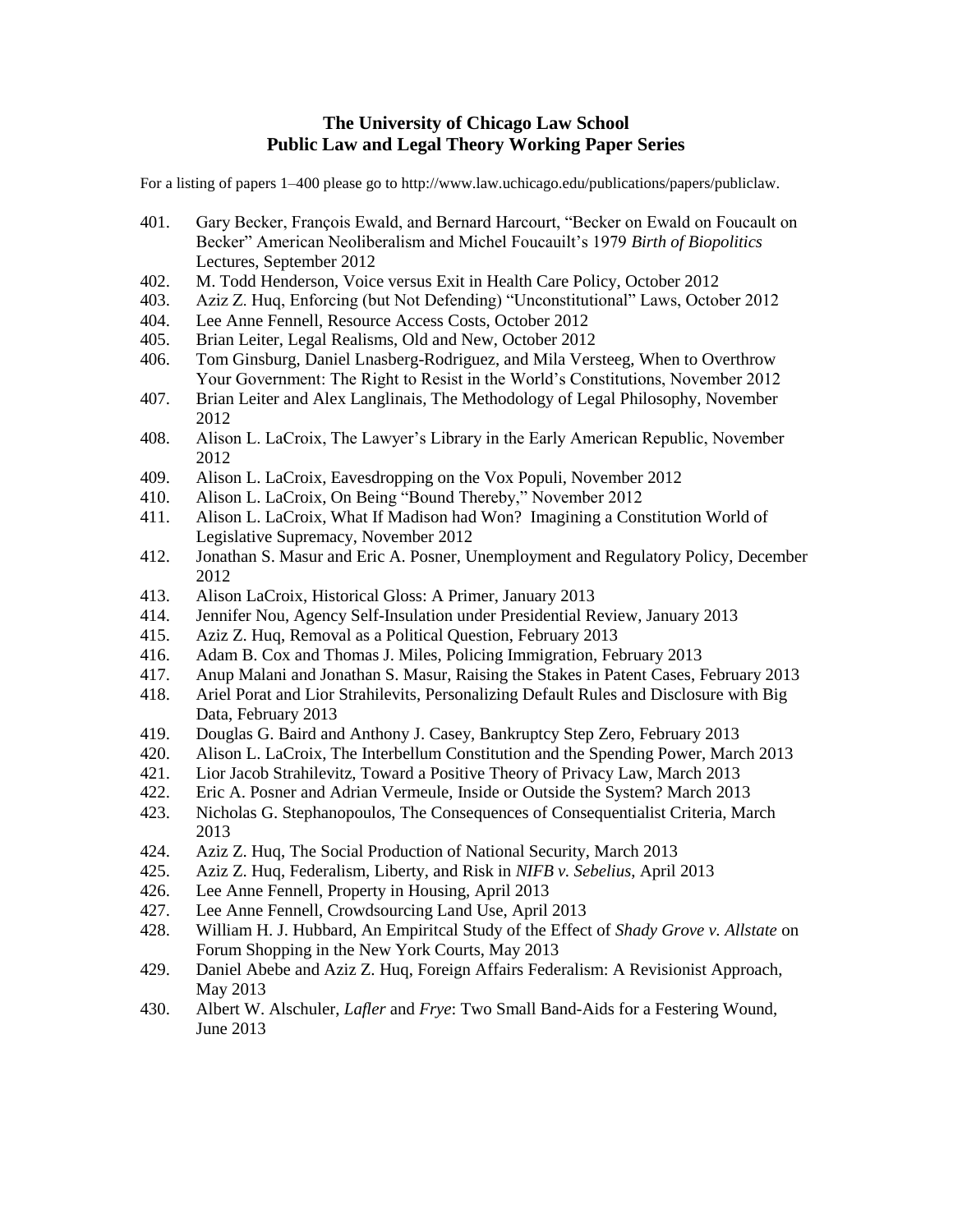# The University of Chicago Law School
## Public Law and Legal Theory Working Paper Series

For a listing of papers 1–400 please go to http://www.law.uchicago.edu/publications/papers/publiclaw.

401. Gary Becker, François Ewald, and Bernard Harcourt, “Becker on Ewald on Foucault on Becker” American Neoliberalism and Michel Foucauilt’s 1979 *Birth of Biopolitics* Lectures, September 2012
402. M. Todd Henderson, Voice versus Exit in Health Care Policy, October 2012
403. Aziz Z. Huq, Enforcing (but Not Defending) “Unconstitutional” Laws, October 2012
404. Lee Anne Fennell, Resource Access Costs, October 2012
405. Brian Leiter, Legal Realisms, Old and New, October 2012
406. Tom Ginsburg, Daniel Lnasberg-Rodriguez, and Mila Versteeg, When to Overthrow Your Government: The Right to Resist in the World’s Constitutions, November 2012
407. Brian Leiter and Alex Langlinais, The Methodology of Legal Philosophy, November 2012
408. Alison L. LaCroix, The Lawyer’s Library in the Early American Republic, November 2012
409. Alison L. LaCroix, Eavesdropping on the Vox Populi, November 2012
410. Alison L. LaCroix, On Being “Bound Thereby,” November 2012
411. Alison L. LaCroix, What If Madison had Won? Imagining a Constitution World of Legislative Supremacy, November 2012
412. Jonathan S. Masur and Eric A. Posner, Unemployment and Regulatory Policy, December 2012
413. Alison LaCroix, Historical Gloss: A Primer, January 2013
414. Jennifer Nou, Agency Self-Insulation under Presidential Review, January 2013
415. Aziz Z. Huq, Removal as a Political Question, February 2013
416. Adam B. Cox and Thomas J. Miles, Policing Immigration, February 2013
417. Anup Malani and Jonathan S. Masur, Raising the Stakes in Patent Cases, February 2013
418. Ariel Porat and Lior Strahilevits, Personalizing Default Rules and Disclosure with Big Data, February 2013
419. Douglas G. Baird and Anthony J. Casey, Bankruptcy Step Zero, February 2013
420. Alison L. LaCroix, The Interbellum Constitution and the Spending Power, March 2013
421. Lior Jacob Strahilevitz, Toward a Positive Theory of Privacy Law, March 2013
422. Eric A. Posner and Adrian Vermeule, Inside or Outside the System? March 2013
423. Nicholas G. Stephanopoulos, The Consequences of Consequentialist Criteria, March 2013
424. Aziz Z. Huq, The Social Production of National Security, March 2013
425. Aziz Z. Huq, Federalism, Liberty, and Risk in *NIFB v. Sebelius*, April 2013
426. Lee Anne Fennell, Property in Housing, April 2013
427. Lee Anne Fennell, Crowdsourcing Land Use, April 2013
428. William H. J. Hubbard, An Empiritcal Study of the Effect of *Shady Grove v. Allstate* on Forum Shopping in the New York Courts, May 2013
429. Daniel Abebe and Aziz Z. Huq, Foreign Affairs Federalism: A Revisionist Approach, May 2013
430. Albert W. Alschuler, *Lafler* and *Frye*: Two Small Band-Aids for a Festering Wound, June 2013